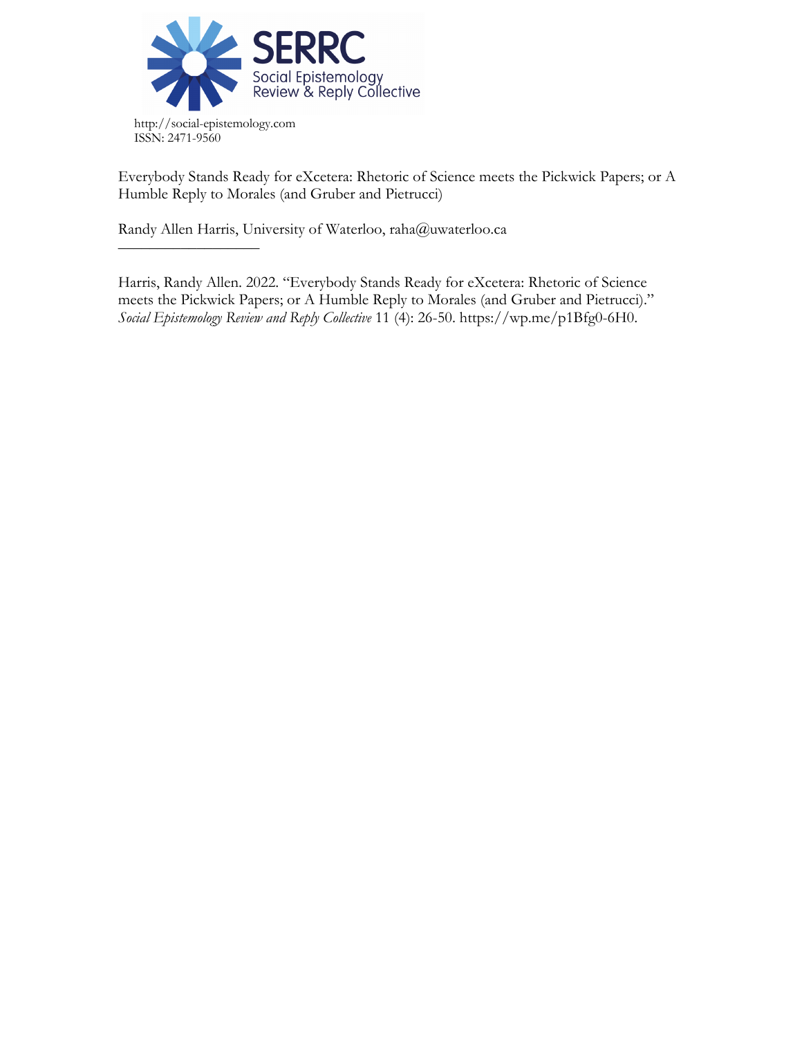SERRC
Social Epistemology Review & Reply Collective

http://social-epistemology.com
ISSN: 2471-9560

Everybody Stands Ready for eXcetera: Rhetoric of Science meets the Pickwick Papers; or A Humble Reply to Morales (and Gruber and Pietrucci)

Randy Allen Harris, University of Waterloo, raha@uwaterloo.ca

---

Harris, Randy Allen. 2022. "Everybody Stands Ready for eXcetera: Rhetoric of Science meets the Pickwick Papers; or A Humble Reply to Morales (and Gruber and Pietrucci)." *Social Epistemology Review and Reply Collective* 11 (4): 26-50. https://wp.me/p1Bfg0-6H0.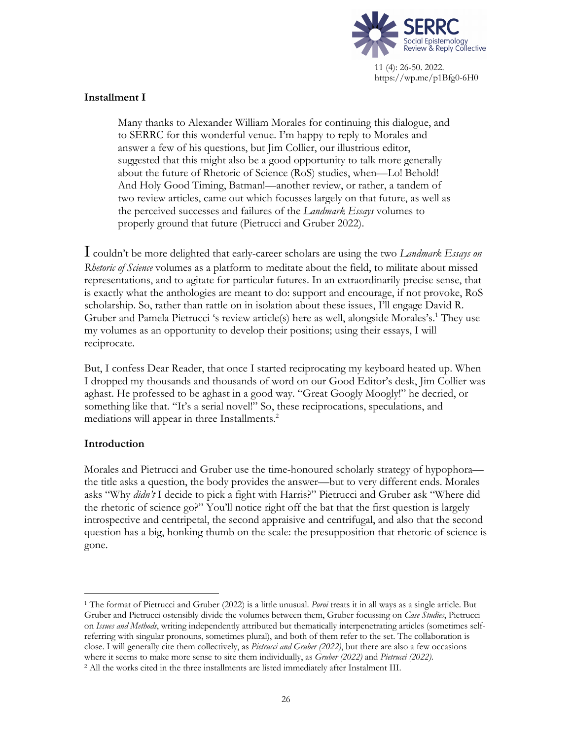### Installment I

> Many thanks to Alexander William Morales for continuing this dialogue, and to SERRC for this wonderful venue. I'm happy to reply to Morales and answer a few of his questions, but Jim Collier, our illustrious editor, suggested that this might also be a good opportunity to talk more generally about the future of Rhetoric of Science (RoS) studies, when—Lo! Behold! And Holy Good Timing, Batman!—another review, or rather, a tandem of two review articles, came out which focusses largely on that future, as well as the perceived successes and failures of the *Landmark Essays* volumes to properly ground that future (Pietrucci and Gruber 2022).

I couldn't be more delighted that early-career scholars are using the two *Landmark Essays on Rhetoric of Science* volumes as a platform to meditate about the field, to militate about missed representations, and to agitate for particular futures. In an extraordinarily precise sense, that is exactly what the anthologies are meant to do: support and encourage, if not provoke, RoS scholarship. So, rather than rattle on in isolation about these issues, I'll engage David R. Gruber and Pamela Pietrucci 's review article(s) here as well, alongside Morales's.[1] They use my volumes as an opportunity to develop their positions; using their essays, I will reciprocate.

But, I confess Dear Reader, that once I started reciprocating my keyboard heated up. When I dropped my thousands and thousands of word on our Good Editor's desk, Jim Collier was aghast. He professed to be aghast in a good way. "Great Googly Moogly!" he decried, or something like that. "It's a serial novel!" So, these reciprocations, speculations, and mediations will appear in three Installments.[2]

### Introduction

Morales and Pietrucci and Gruber use the time-honoured scholarly strategy of hypophora—the title asks a question, the body provides the answer—but to very different ends. Morales asks "Why *didn't* I decide to pick a fight with Harris?" Pietrucci and Gruber ask "Where did the rhetoric of science go?" You'll notice right off the bat that the first question is largely introspective and centripetal, the second appraisive and centrifugal, and also that the second question has a big, honking thumb on the scale: the presupposition that rhetoric of science is gone.

---

[1] The format of Pietrucci and Gruber (2022) is a little unusual. *Poroi* treats it in all ways as a single article. But Gruber and Pietrucci ostensibly divide the volumes between them, Gruber focussing on *Case Studies*, Pietrucci on *Issues and Methods*, writing independently attributed but thematically interpenetrating articles (sometimes self-referring with singular pronouns, sometimes plural), and both of them refer to the set. The collaboration is close. I will generally cite them collectively, as *Pietrucci and Gruber (2022)*, but there are also a few occasions where it seems to make more sense to site them individually, as *Gruber (2022)* and *Pietrucci (2022).*

[2] All the works cited in the three installments are listed immediately after Instalment III.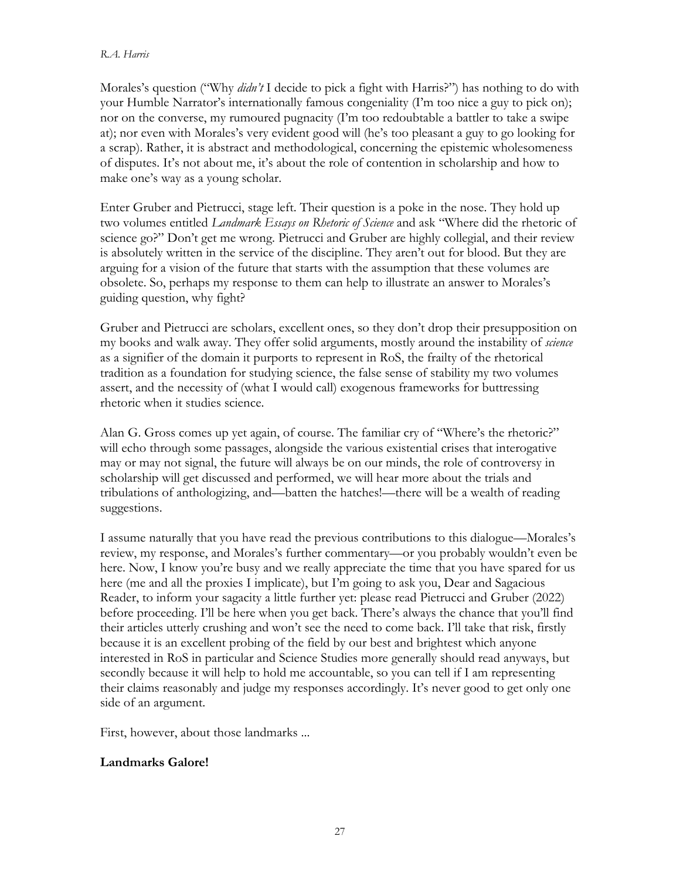Morales's question ("Why *didn't* I decide to pick a fight with Harris?") has nothing to do with your Humble Narrator's internationally famous congeniality (I'm too nice a guy to pick on); nor on the converse, my rumoured pugnacity (I'm too redoubtable a battler to take a swipe at); nor even with Morales's very evident good will (he's too pleasant a guy to go looking for a scrap). Rather, it is abstract and methodological, concerning the epistemic wholesomeness of disputes. It's not about me, it's about the role of contention in scholarship and how to make one's way as a young scholar.

Enter Gruber and Pietrucci, stage left. Their question is a poke in the nose. They hold up two volumes entitled *Landmark Essays on Rhetoric of Science* and ask "Where did the rhetoric of science go?" Don't get me wrong. Pietrucci and Gruber are highly collegial, and their review is absolutely written in the service of the discipline. They aren't out for blood. But they are arguing for a vision of the future that starts with the assumption that these volumes are obsolete. So, perhaps my response to them can help to illustrate an answer to Morales's guiding question, why fight?

Gruber and Pietrucci are scholars, excellent ones, so they don't drop their presupposition on my books and walk away. They offer solid arguments, mostly around the instability of *science* as a signifier of the domain it purports to represent in RoS, the frailty of the rhetorical tradition as a foundation for studying science, the false sense of stability my two volumes assert, and the necessity of (what I would call) exogenous frameworks for buttressing rhetoric when it studies science.

Alan G. Gross comes up yet again, of course. The familiar cry of "Where's the rhetoric?" will echo through some passages, alongside the various existential crises that interogative may or may not signal, the future will always be on our minds, the role of controversy in scholarship will get discussed and performed, we will hear more about the trials and tribulations of anthologizing, and—batten the hatches!—there will be a wealth of reading suggestions.

I assume naturally that you have read the previous contributions to this dialogue—Morales's review, my response, and Morales's further commentary—or you probably wouldn't even be here. Now, I know you're busy and we really appreciate the time that you have spared for us here (me and all the proxies I implicate), but I'm going to ask you, Dear and Sagacious Reader, to inform your sagacity a little further yet: please read Pietrucci and Gruber (2022) before proceeding. I'll be here when you get back. There's always the chance that you'll find their articles utterly crushing and won't see the need to come back. I'll take that risk, firstly because it is an excellent probing of the field by our best and brightest which anyone interested in RoS in particular and Science Studies more generally should read anyways, but secondly because it will help to hold me accountable, so you can tell if I am representing their claims reasonably and judge my responses accordingly. It's never good to get only one side of an argument.

First, however, about those landmarks ...

## Landmarks Galore!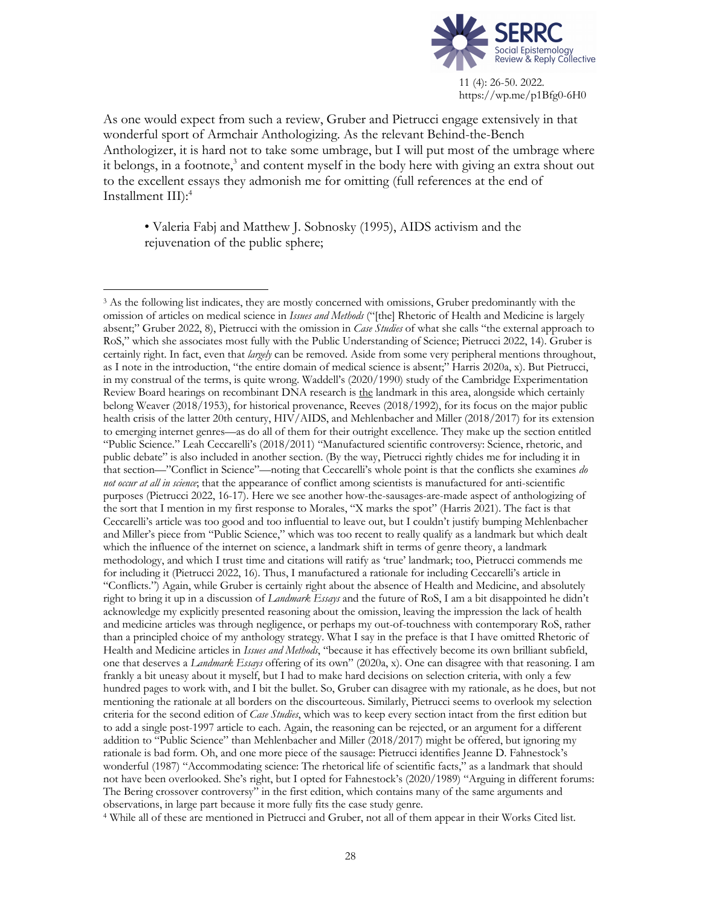As one would expect from such a review, Gruber and Pietrucci engage extensively in that wonderful sport of Armchair Anthologizing. As the relevant Behind-the-Bench Anthologizer, it is hard not to take some umbrage, but I will put most of the umbrage where it belongs, in a footnote,[3] and content myself in the body here with giving an extra shout out to the excellent essays they admonish me for omitting (full references at the end of Installment III):[4]

- Valeria Fabj and Matthew J. Sobnosky (1995), AIDS activism and the rejuvenation of the public sphere;

---

[3] As the following list indicates, they are mostly concerned with omissions, Gruber predominantly with the omission of articles on medical science in *Issues and Methods* ("[the] Rhetoric of Health and Medicine is largely absent;" Gruber 2022, 8), Pietrucci with the omission in *Case Studies* of what she calls "the external approach to RoS," which she associates most fully with the Public Understanding of Science; Pietrucci 2022, 14). Gruber is certainly right. In fact, even that *largely* can be removed. Aside from some very peripheral mentions throughout, as I note in the introduction, "the entire domain of medical science is absent;" Harris 2020a, x). But Pietrucci, in my construal of the terms, is quite wrong. Waddell's (2020/1990) study of the Cambridge Experimentation Review Board hearings on recombinant DNA research is the landmark in this area, alongside which certainly belong Weaver (2018/1953), for historical provenance, Reeves (2018/1992), for its focus on the major public health crisis of the latter 20th century, HIV/AIDS, and Mehlenbacher and Miller (2018/2017) for its extension to emerging internet genres—as do all of them for their outright excellence. They make up the section entitled "Public Science." Leah Ceccarelli's (2018/2011) "Manufactured scientific controversy: Science, rhetoric, and public debate" is also included in another section. (By the way, Pietrucci rightly chides me for including it in that section—"Conflict in Science"—noting that Ceccarelli's whole point is that the conflicts she examines *do not occur at all in science*; that the appearance of conflict among scientists is manufactured for anti-scientific purposes (Pietrucci 2022, 16-17). Here we see another how-the-sausages-are-made aspect of anthologizing of the sort that I mention in my first response to Morales, "X marks the spot" (Harris 2021). The fact is that Ceccarelli's article was too good and too influential to leave out, but I couldn't justify bumping Mehlenbacher and Miller's piece from "Public Science," which was too recent to really qualify as a landmark but which dealt which the influence of the internet on science, a landmark shift in terms of genre theory, a landmark methodology, and which I trust time and citations will ratify as 'true' landmark; too, Pietrucci commends me for including it (Pietrucci 2022, 16). Thus, I manufactured a rationale for including Ceccarelli's article in "Conflicts.") Again, while Gruber is certainly right about the absence of Health and Medicine, and absolutely right to bring it up in a discussion of *Landmark Essays* and the future of RoS, I am a bit disappointed he didn't acknowledge my explicitly presented reasoning about the omission, leaving the impression the lack of health and medicine articles was through negligence, or perhaps my out-of-touchness with contemporary RoS, rather than a principled choice of my anthology strategy. What I say in the preface is that I have omitted Rhetoric of Health and Medicine articles in *Issues and Methods*, "because it has effectively become its own brilliant subfield, one that deserves a *Landmark Essays* offering of its own" (2020a, x). One can disagree with that reasoning. I am frankly a bit uneasy about it myself, but I had to make hard decisions on selection criteria, with only a few hundred pages to work with, and I bit the bullet. So, Gruber can disagree with my rationale, as he does, but not mentioning the rationale at all borders on the discourteous. Similarly, Pietrucci seems to overlook my selection criteria for the second edition of *Case Studies*, which was to keep every section intact from the first edition but to add a single post-1997 article to each. Again, the reasoning can be rejected, or an argument for a different addition to "Public Science" than Mehlenbacher and Miller (2018/2017) might be offered, but ignoring my rationale is bad form. Oh, and one more piece of the sausage: Pietrucci identifies Jeanne D. Fahnestock's wonderful (1987) "Accommodating science: The rhetorical life of scientific facts," as a landmark that should not have been overlooked. She's right, but I opted for Fahnestock's (2020/1989) "Arguing in different forums: The Bering crossover controversy" in the first edition, which contains many of the same arguments and observations, in large part because it more fully fits the case study genre.

[4] While all of these are mentioned in Pietrucci and Gruber, not all of them appear in their Works Cited list.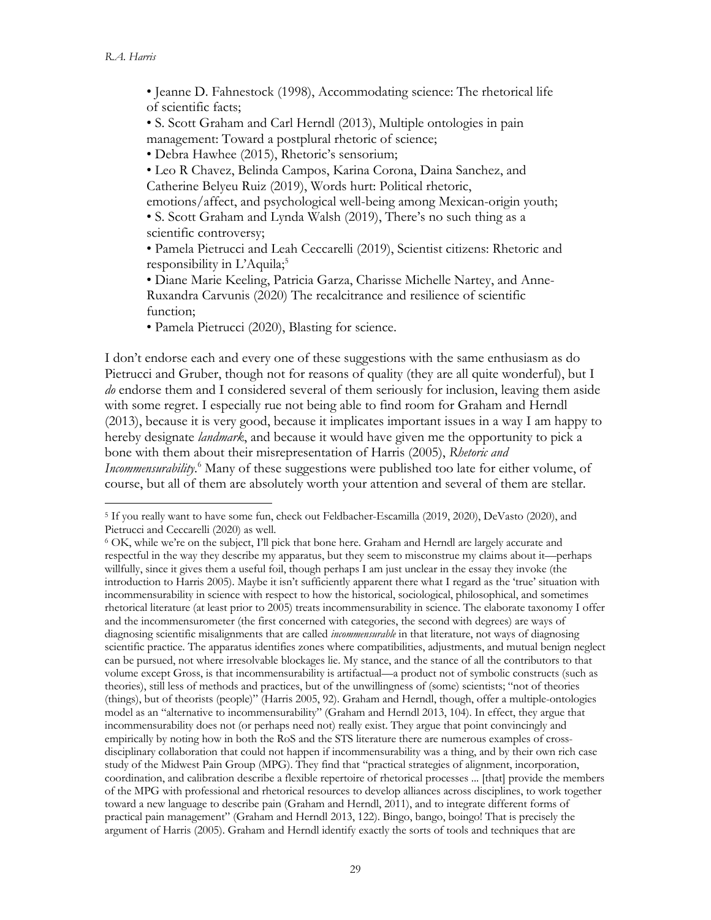- Jeanne D. Fahnestock (1998), Accommodating science: The rhetorical life of scientific facts;
- S. Scott Graham and Carl Herndl (2013), Multiple ontologies in pain management: Toward a postplural rhetoric of science;
- Debra Hawhee (2015), Rhetoric's sensorium;
- Leo R Chavez, Belinda Campos, Karina Corona, Daina Sanchez, and Catherine Belyeu Ruiz (2019), Words hurt: Political rhetoric, emotions/affect, and psychological well-being among Mexican-origin youth;
- S. Scott Graham and Lynda Walsh (2019), There's no such thing as a scientific controversy;
- Pamela Pietrucci and Leah Ceccarelli (2019), Scientist citizens: Rhetoric and responsibility in L'Aquila;[5]
- Diane Marie Keeling, Patricia Garza, Charisse Michelle Nartey, and Anne-Ruxandra Carvunis (2020) The recalcitrance and resilience of scientific function;
- Pamela Pietrucci (2020), Blasting for science.

I don't endorse each and every one of these suggestions with the same enthusiasm as do Pietrucci and Gruber, though not for reasons of quality (they are all quite wonderful), but I *do* endorse them and I considered several of them seriously for inclusion, leaving them aside with some regret. I especially rue not being able to find room for Graham and Herndl (2013), because it is very good, because it implicates important issues in a way I am happy to hereby designate *landmark*, and because it would have given me the opportunity to pick a bone with them about their misrepresentation of Harris (2005), *Rhetoric and Incommensurability*.[6] Many of these suggestions were published too late for either volume, of course, but all of them are absolutely worth your attention and several of them are stellar.

---

[5] If you really want to have some fun, check out Feldbacher-Escamilla (2019, 2020), DeVasto (2020), and Pietrucci and Ceccarelli (2020) as well.

[6] OK, while we're on the subject, I'll pick that bone here. Graham and Herndl are largely accurate and respectful in the way they describe my apparatus, but they seem to misconstrue my claims about it—perhaps willfully, since it gives them a useful foil, though perhaps I am just unclear in the essay they invoke (the introduction to Harris 2005). Maybe it isn't sufficiently apparent there what I regard as the 'true' situation with incommensurability in science with respect to how the historical, sociological, philosophical, and sometimes rhetorical literature (at least prior to 2005) treats incommensurability in science. The elaborate taxonomy I offer and the incommensurometer (the first concerned with categories, the second with degrees) are ways of diagnosing scientific misalignments that are called *incommensurable* in that literature, not ways of diagnosing scientific practice. The apparatus identifies zones where compatibilities, adjustments, and mutual benign neglect can be pursued, not where irresolvable blockages lie. My stance, and the stance of all the contributors to that volume except Gross, is that incommensurability is artifactual—a product not of symbolic constructs (such as theories), still less of methods and practices, but of the unwillingness of (some) scientists; "not of theories (things), but of theorists (people)" (Harris 2005, 92). Graham and Herndl, though, offer a multiple-ontologies model as an "alternative to incommensurability" (Graham and Herndl 2013, 104). In effect, they argue that incommensurability does not (or perhaps need not) really exist. They argue that point convincingly and empirically by noting how in both the RoS and the STS literature there are numerous examples of cross-disciplinary collaboration that could not happen if incommensurability was a thing, and by their own rich case study of the Midwest Pain Group (MPG). They find that "practical strategies of alignment, incorporation, coordination, and calibration describe a flexible repertoire of rhetorical processes ... [that] provide the members of the MPG with professional and rhetorical resources to develop alliances across disciplines, to work together toward a new language to describe pain (Graham and Herndl, 2011), and to integrate different forms of practical pain management" (Graham and Herndl 2013, 122). Bingo, bango, boingo! That is precisely the argument of Harris (2005). Graham and Herndl identify exactly the sorts of tools and techniques that are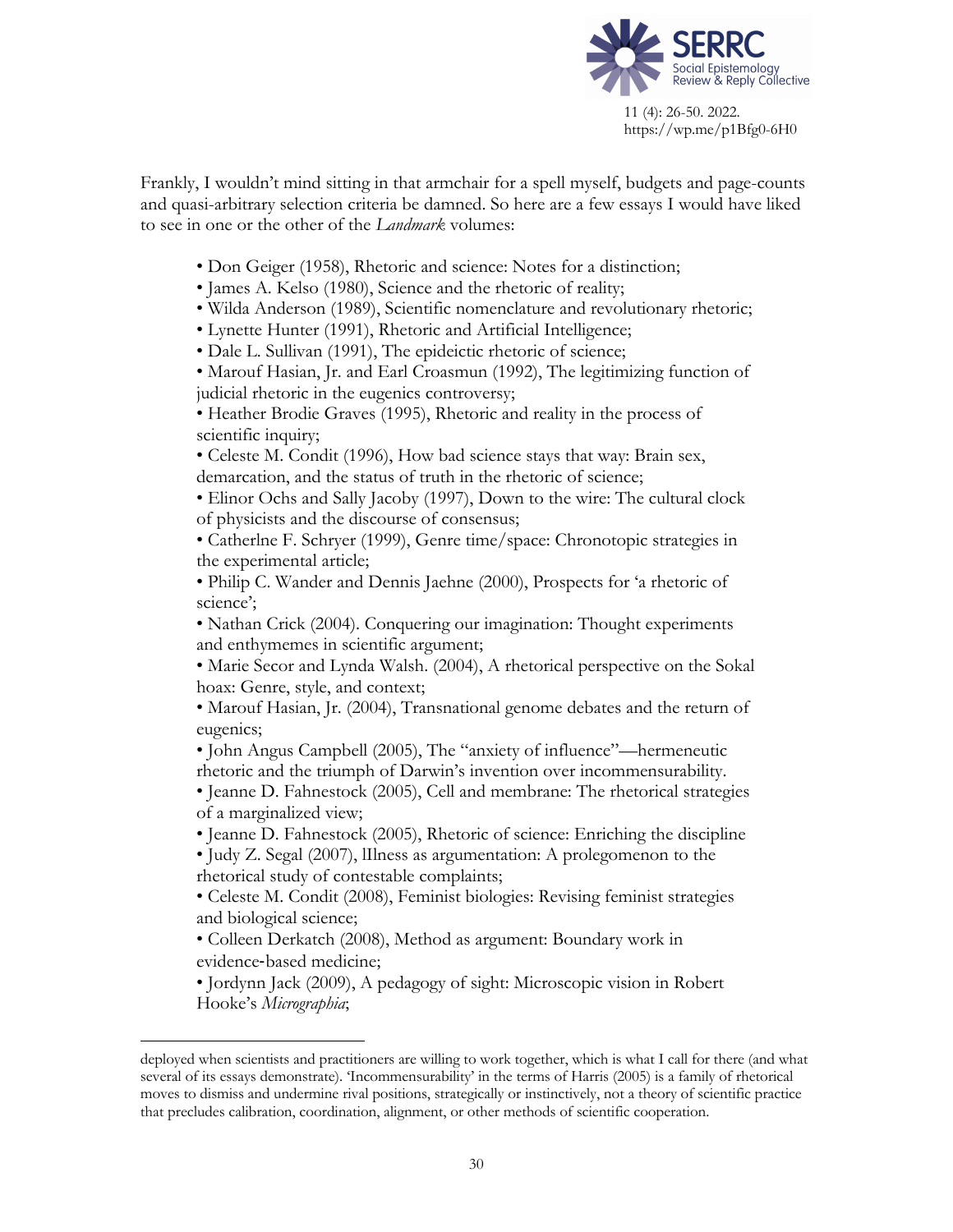Frankly, I wouldn't mind sitting in that armchair for a spell myself, budgets and page-counts and quasi-arbitrary selection criteria be damned. So here are a few essays I would have liked to see in one or the other of the *Landmark* volumes:

- Don Geiger (1958), Rhetoric and science: Notes for a distinction;
- James A. Kelso (1980), Science and the rhetoric of reality;
- Wilda Anderson (1989), Scientific nomenclature and revolutionary rhetoric;
- Lynette Hunter (1991), Rhetoric and Artificial Intelligence;
- Dale L. Sullivan (1991), The epideictic rhetoric of science;
- Marouf Hasian, Jr. and Earl Croasmun (1992), The legitimizing function of judicial rhetoric in the eugenics controversy;
- Heather Brodie Graves (1995), Rhetoric and reality in the process of scientific inquiry;
- Celeste M. Condit (1996), How bad science stays that way: Brain sex, demarcation, and the status of truth in the rhetoric of science;
- Elinor Ochs and Sally Jacoby (1997), Down to the wire: The cultural clock of physicists and the discourse of consensus;
- Catherlne F. Schryer (1999), Genre time/space: Chronotopic strategies in the experimental article;
- Philip C. Wander and Dennis Jaehne (2000), Prospects for 'a rhetoric of science';
- Nathan Crick (2004). Conquering our imagination: Thought experiments and enthymemes in scientific argument;
- Marie Secor and Lynda Walsh. (2004), A rhetorical perspective on the Sokal hoax: Genre, style, and context;
- Marouf Hasian, Jr. (2004), Transnational genome debates and the return of eugenics;
- John Angus Campbell (2005), The "anxiety of influence"—hermeneutic rhetoric and the triumph of Darwin's invention over incommensurability.
- Jeanne D. Fahnestock (2005), Cell and membrane: The rhetorical strategies of a marginalized view;
- Jeanne D. Fahnestock (2005), Rhetoric of science: Enriching the discipline
- Judy Z. Segal (2007), lllness as argumentation: A prolegomenon to the rhetorical study of contestable complaints;
- Celeste M. Condit (2008), Feminist biologies: Revising feminist strategies and biological science;
- Colleen Derkatch (2008), Method as argument: Boundary work in evidence-based medicine;
- Jordynn Jack (2009), A pedagogy of sight: Microscopic vision in Robert Hooke's *Micrographia*;

---

deployed when scientists and practitioners are willing to work together, which is what I call for there (and what several of its essays demonstrate). 'Incommensurability' in the terms of Harris (2005) is a family of rhetorical moves to dismiss and undermine rival positions, strategically or instinctively, not a theory of scientific practice that precludes calibration, coordination, alignment, or other methods of scientific cooperation.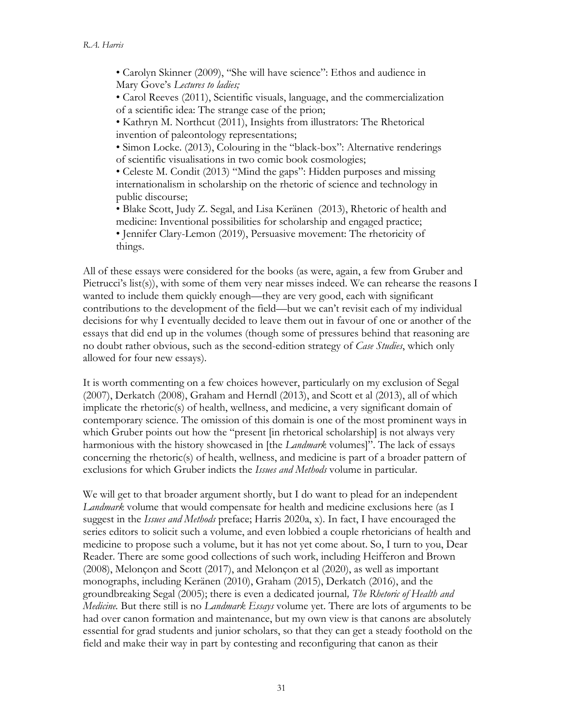- Carolyn Skinner (2009), "She will have science": Ethos and audience in Mary Gove's *Lectures to ladies;*
- Carol Reeves (2011), Scientific visuals, language, and the commercialization of a scientific idea: The strange case of the prion;
- Kathryn M. Northcut (2011), Insights from illustrators: The Rhetorical invention of paleontology representations;
- Simon Locke. (2013), Colouring in the "black-box": Alternative renderings of scientific visualisations in two comic book cosmologies;
- Celeste M. Condit (2013) "Mind the gaps": Hidden purposes and missing internationalism in scholarship on the rhetoric of science and technology in public discourse;
- Blake Scott, Judy Z. Segal, and Lisa Keränen (2013), Rhetoric of health and medicine: Inventional possibilities for scholarship and engaged practice;
- Jennifer Clary-Lemon (2019), Persuasive movement: The rhetoricity of things.

All of these essays were considered for the books (as were, again, a few from Gruber and Pietrucci's list(s)), with some of them very near misses indeed. We can rehearse the reasons I wanted to include them quickly enough—they are very good, each with significant contributions to the development of the field—but we can't revisit each of my individual decisions for why I eventually decided to leave them out in favour of one or another of the essays that did end up in the volumes (though some of pressures behind that reasoning are no doubt rather obvious, such as the second-edition strategy of *Case Studies*, which only allowed for four new essays).

It is worth commenting on a few choices however, particularly on my exclusion of Segal (2007), Derkatch (2008), Graham and Herndl (2013), and Scott et al (2013), all of which implicate the rhetoric(s) of health, wellness, and medicine, a very significant domain of contemporary science. The omission of this domain is one of the most prominent ways in which Gruber points out how the "present [in rhetorical scholarship] is not always very harmonious with the history showcased in [the *Landmark* volumes]". The lack of essays concerning the rhetoric(s) of health, wellness, and medicine is part of a broader pattern of exclusions for which Gruber indicts the *Issues and Methods* volume in particular.

We will get to that broader argument shortly, but I do want to plead for an independent *Landmark* volume that would compensate for health and medicine exclusions here (as I suggest in the *Issues and Methods* preface; Harris 2020a, x). In fact, I have encouraged the series editors to solicit such a volume, and even lobbied a couple rhetoricians of health and medicine to propose such a volume, but it has not yet come about. So, I turn to you, Dear Reader. There are some good collections of such work, including Heifferon and Brown (2008), Melonçon and Scott (2017), and Melonçon et al (2020), as well as important monographs, including Keränen (2010), Graham (2015), Derkatch (2016), and the groundbreaking Segal (2005); there is even a dedicated journal*, The Rhetoric of Health and Medicine.* But there still is no *Landmark Essays* volume yet. There are lots of arguments to be had over canon formation and maintenance, but my own view is that canons are absolutely essential for grad students and junior scholars, so that they can get a steady foothold on the field and make their way in part by contesting and reconfiguring that canon as their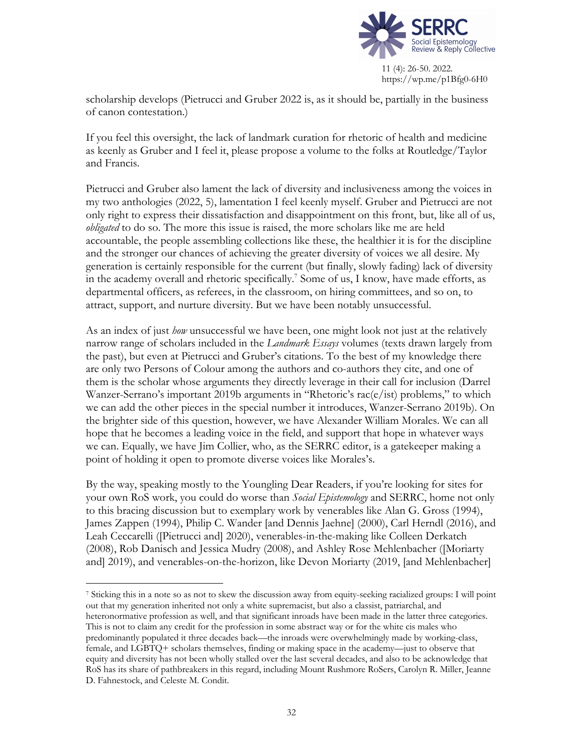scholarship develops (Pietrucci and Gruber 2022 is, as it should be, partially in the business of canon contestation.)

If you feel this oversight, the lack of landmark curation for rhetoric of health and medicine as keenly as Gruber and I feel it, please propose a volume to the folks at Routledge/Taylor and Francis.

Pietrucci and Gruber also lament the lack of diversity and inclusiveness among the voices in my two anthologies (2022, 5), lamentation I feel keenly myself. Gruber and Pietrucci are not only right to express their dissatisfaction and disappointment on this front, but, like all of us, *obligated* to do so. The more this issue is raised, the more scholars like me are held accountable, the people assembling collections like these, the healthier it is for the discipline and the stronger our chances of achieving the greater diversity of voices we all desire. My generation is certainly responsible for the current (but finally, slowly fading) lack of diversity in the academy overall and rhetoric specifically.[7] Some of us, I know, have made efforts, as departmental officers, as referees, in the classroom, on hiring committees, and so on, to attract, support, and nurture diversity. But we have been notably unsuccessful.

As an index of just *how* unsuccessful we have been, one might look not just at the relatively narrow range of scholars included in the *Landmark Essays* volumes (texts drawn largely from the past), but even at Pietrucci and Gruber's citations. To the best of my knowledge there are only two Persons of Colour among the authors and co-authors they cite, and one of them is the scholar whose arguments they directly leverage in their call for inclusion (Darrel Wanzer-Serrano's important 2019b arguments in "Rhetoric's rac(e/ist) problems," to which we can add the other pieces in the special number it introduces, Wanzer-Serrano 2019b). On the brighter side of this question, however, we have Alexander William Morales. We can all hope that he becomes a leading voice in the field, and support that hope in whatever ways we can. Equally, we have Jim Collier, who, as the SERRC editor, is a gatekeeper making a point of holding it open to promote diverse voices like Morales's.

By the way, speaking mostly to the Youngling Dear Readers, if you're looking for sites for your own RoS work, you could do worse than *Social Epistemology* and SERRC, home not only to this bracing discussion but to exemplary work by venerables like Alan G. Gross (1994), James Zappen (1994), Philip C. Wander [and Dennis Jaehne] (2000), Carl Herndl (2016), and Leah Ceccarelli ([Pietrucci and] 2020), venerables-in-the-making like Colleen Derkatch (2008), Rob Danisch and Jessica Mudry (2008), and Ashley Rose Mehlenbacher ([Moriarty and] 2019), and venerables-on-the-horizon, like Devon Moriarty (2019, [and Mehlenbacher]

[7] Sticking this in a note so as not to skew the discussion away from equity-seeking racialized groups: I will point out that my generation inherited not only a white supremacist, but also a classist, patriarchal, and heteronormative profession as well, and that significant inroads have been made in the latter three categories. This is not to claim any credit for the profession in some abstract way or for the white cis males who predominantly populated it three decades back—the inroads were overwhelmingly made by working-class, female, and LGBTQ+ scholars themselves, finding or making space in the academy—just to observe that equity and diversity has not been wholly stalled over the last several decades, and also to be acknowledge that RoS has its share of pathbreakers in this regard, including Mount Rushmore RoSers, Carolyn R. Miller, Jeanne D. Fahnestock, and Celeste M. Condit.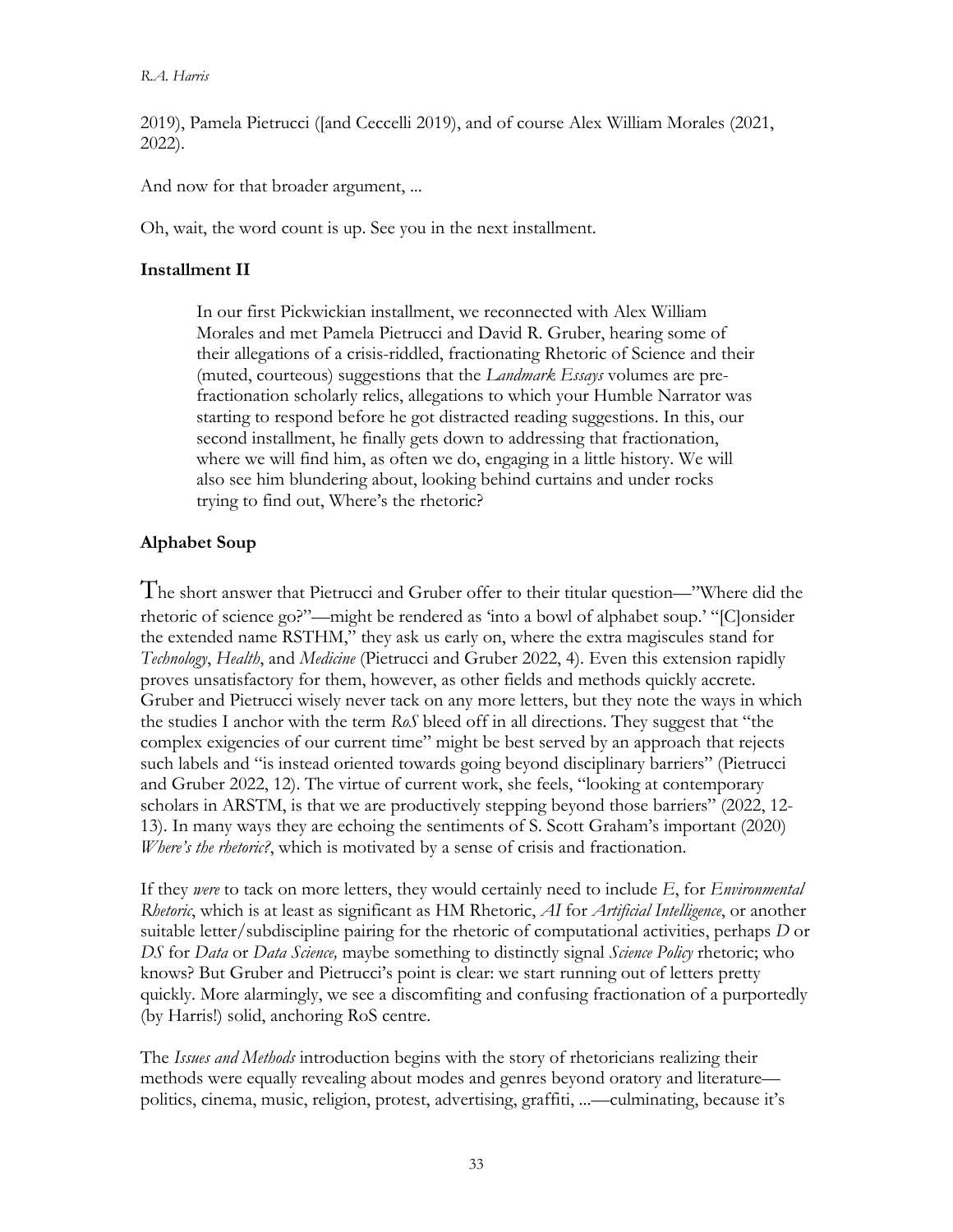2019), Pamela Pietrucci ([and Ceccelli 2019), and of course Alex William Morales (2021, 2022).

And now for that broader argument, ...

Oh, wait, the word count is up. See you in the next installment.

### Installment II

> In our first Pickwickian installment, we reconnected with Alex William Morales and met Pamela Pietrucci and David R. Gruber, hearing some of their allegations of a crisis-riddled, fractionating Rhetoric of Science and their (muted, courteous) suggestions that the *Landmark Essays* volumes are pre-fractionation scholarly relics, allegations to which your Humble Narrator was starting to respond before he got distracted reading suggestions. In this, our second installment, he finally gets down to addressing that fractionation, where we will find him, as often we do, engaging in a little history. We will also see him blundering about, looking behind curtains and under rocks trying to find out, Where's the rhetoric?

### Alphabet Soup

The short answer that Pietrucci and Gruber offer to their titular question—"Where did the rhetoric of science go?"—might be rendered as 'into a bowl of alphabet soup.' "[C]onsider the extended name RSTHM," they ask us early on, where the extra magiscules stand for *Technology*, *Health*, and *Medicine* (Pietrucci and Gruber 2022, 4). Even this extension rapidly proves unsatisfactory for them, however, as other fields and methods quickly accrete. Gruber and Pietrucci wisely never tack on any more letters, but they note the ways in which the studies I anchor with the term *RoS* bleed off in all directions. They suggest that "the complex exigencies of our current time" might be best served by an approach that rejects such labels and "is instead oriented towards going beyond disciplinary barriers" (Pietrucci and Gruber 2022, 12). The virtue of current work, she feels, "looking at contemporary scholars in ARSTM, is that we are productively stepping beyond those barriers" (2022, 12-13). In many ways they are echoing the sentiments of S. Scott Graham's important (2020) *Where's the rhetoric?*, which is motivated by a sense of crisis and fractionation.

If they *were* to tack on more letters, they would certainly need to include *E*, for *Environmental Rhetoric*, which is at least as significant as HM Rhetoric, *AI* for *Artificial Intelligence*, or another suitable letter/subdiscipline pairing for the rhetoric of computational activities, perhaps *D* or *DS* for *Data* or *Data Science,* maybe something to distinctly signal *Science Policy* rhetoric; who knows? But Gruber and Pietrucci's point is clear: we start running out of letters pretty quickly. More alarmingly, we see a discomfiting and confusing fractionation of a purportedly (by Harris!) solid, anchoring RoS centre.

The *Issues and Methods* introduction begins with the story of rhetoricians realizing their methods were equally revealing about modes and genres beyond oratory and literature—politics, cinema, music, religion, protest, advertising, graffiti, ...—culminating, because it's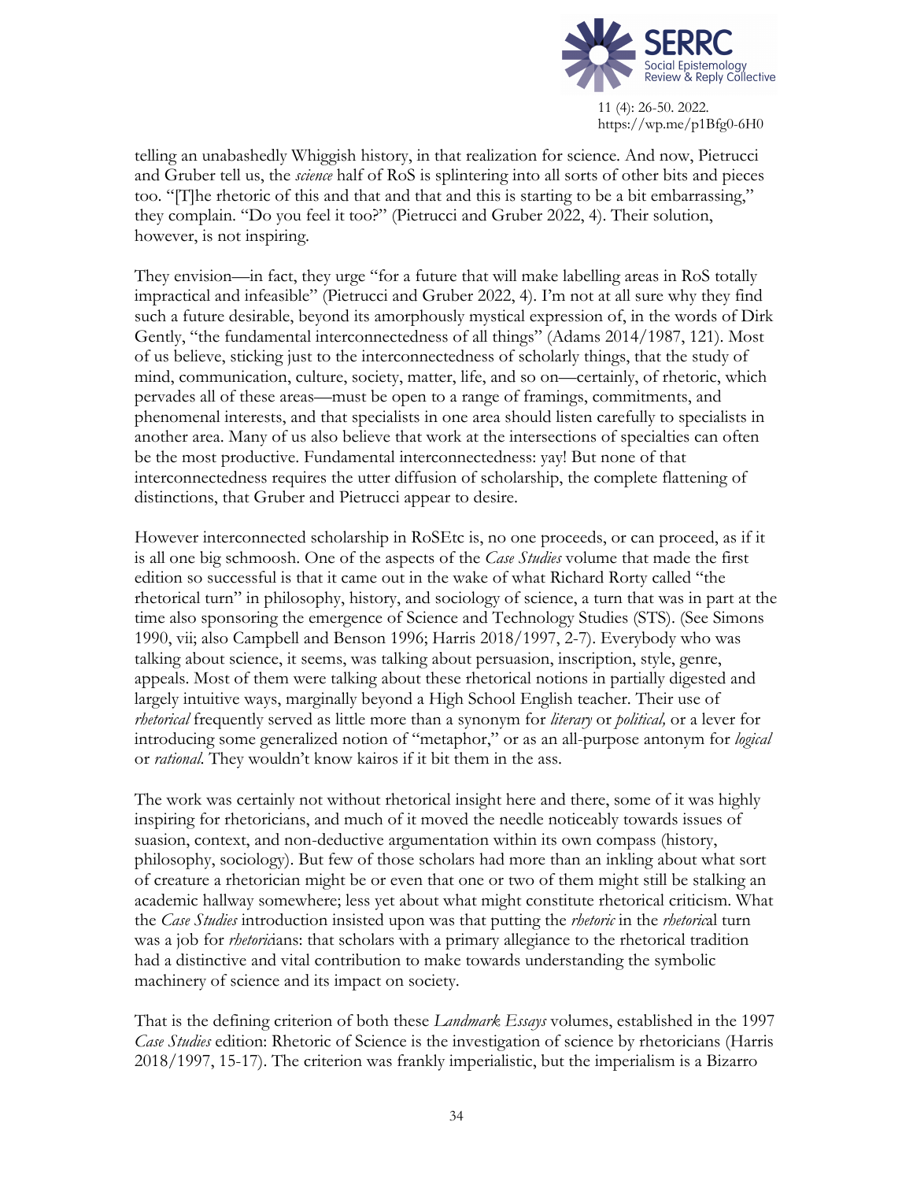telling an unabashedly Whiggish history, in that realization for science. And now, Pietrucci and Gruber tell us, the *science* half of RoS is splintering into all sorts of other bits and pieces too. "[T]he rhetoric of this and that and that and this is starting to be a bit embarrassing," they complain. "Do you feel it too?" (Pietrucci and Gruber 2022, 4). Their solution, however, is not inspiring.

They envision—in fact, they urge "for a future that will make labelling areas in RoS totally impractical and infeasible" (Pietrucci and Gruber 2022, 4). I'm not at all sure why they find such a future desirable, beyond its amorphously mystical expression of, in the words of Dirk Gently, "the fundamental interconnectedness of all things" (Adams 2014/1987, 121). Most of us believe, sticking just to the interconnectedness of scholarly things, that the study of mind, communication, culture, society, matter, life, and so on—certainly, of rhetoric, which pervades all of these areas—must be open to a range of framings, commitments, and phenomenal interests, and that specialists in one area should listen carefully to specialists in another area. Many of us also believe that work at the intersections of specialties can often be the most productive. Fundamental interconnectedness: yay! But none of that interconnectedness requires the utter diffusion of scholarship, the complete flattening of distinctions, that Gruber and Pietrucci appear to desire.

However interconnected scholarship in RoSEtc is, no one proceeds, or can proceed, as if it is all one big schmoosh. One of the aspects of the *Case Studies* volume that made the first edition so successful is that it came out in the wake of what Richard Rorty called "the rhetorical turn" in philosophy, history, and sociology of science, a turn that was in part at the time also sponsoring the emergence of Science and Technology Studies (STS). (See Simons 1990, vii; also Campbell and Benson 1996; Harris 2018/1997, 2-7). Everybody who was talking about science, it seems, was talking about persuasion, inscription, style, genre, appeals. Most of them were talking about these rhetorical notions in partially digested and largely intuitive ways, marginally beyond a High School English teacher. Their use of *rhetorical* frequently served as little more than a synonym for *literary* or *political,* or a lever for introducing some generalized notion of "metaphor," or as an all-purpose antonym for *logical* or *rational*. They wouldn't know kairos if it bit them in the ass.

The work was certainly not without rhetorical insight here and there, some of it was highly inspiring for rhetoricians, and much of it moved the needle noticeably towards issues of suasion, context, and non-deductive argumentation within its own compass (history, philosophy, sociology). But few of those scholars had more than an inkling about what sort of creature a rhetorician might be or even that one or two of them might still be stalking an academic hallway somewhere; less yet about what might constitute rhetorical criticism. What the *Case Studies* introduction insisted upon was that putting the *rhetoric* in the *rhetorica*l turn was a job for *rhetoric*ians: that scholars with a primary allegiance to the rhetorical tradition had a distinctive and vital contribution to make towards understanding the symbolic machinery of science and its impact on society.

That is the defining criterion of both these *Landmark Essays* volumes, established in the 1997 *Case Studies* edition: Rhetoric of Science is the investigation of science by rhetoricians (Harris 2018/1997, 15-17). The criterion was frankly imperialistic, but the imperialism is a Bizarro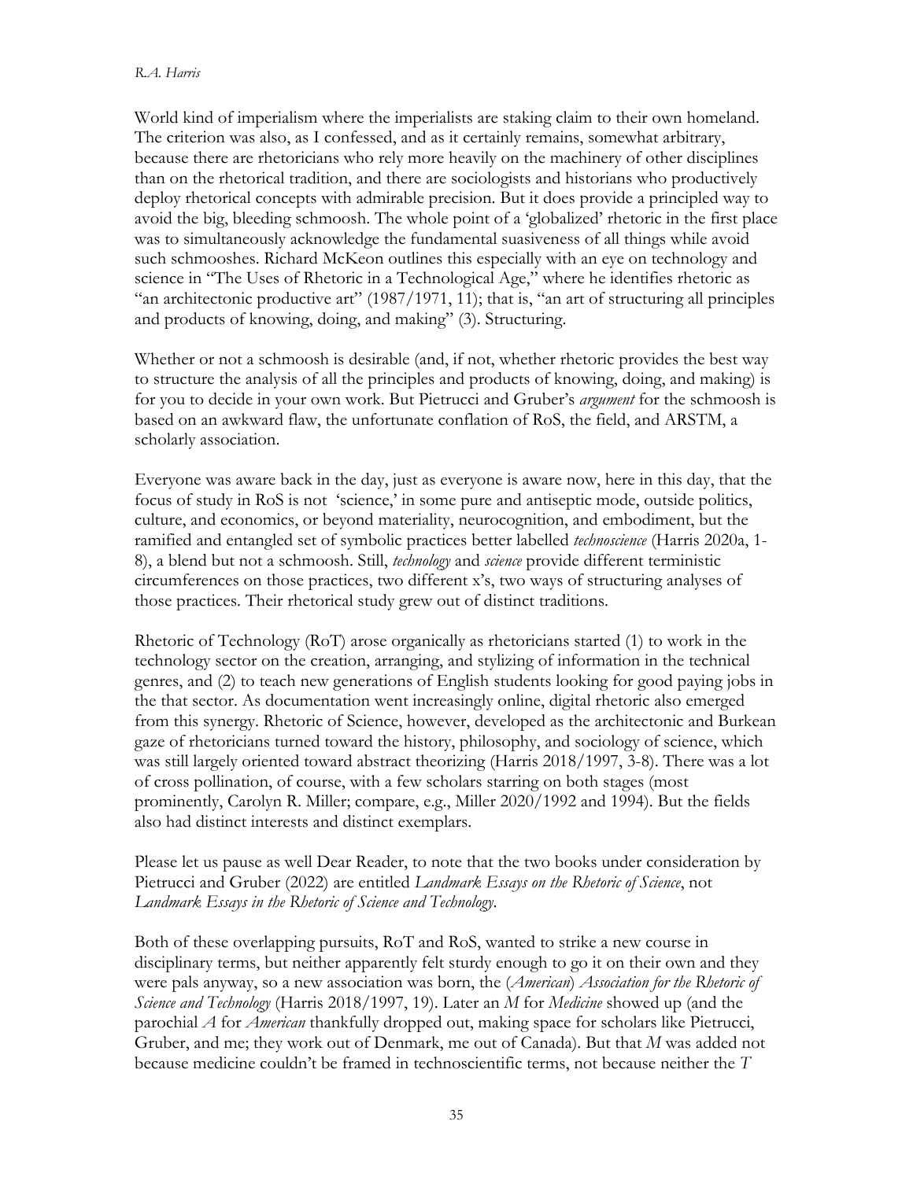World kind of imperialism where the imperialists are staking claim to their own homeland. The criterion was also, as I confessed, and as it certainly remains, somewhat arbitrary, because there are rhetoricians who rely more heavily on the machinery of other disciplines than on the rhetorical tradition, and there are sociologists and historians who productively deploy rhetorical concepts with admirable precision. But it does provide a principled way to avoid the big, bleeding schmoosh. The whole point of a 'globalized' rhetoric in the first place was to simultaneously acknowledge the fundamental suasiveness of all things while avoid such schmooshes. Richard McKeon outlines this especially with an eye on technology and science in "The Uses of Rhetoric in a Technological Age," where he identifies rhetoric as "an architectonic productive art" (1987/1971, 11); that is, "an art of structuring all principles and products of knowing, doing, and making" (3). Structuring.

Whether or not a schmoosh is desirable (and, if not, whether rhetoric provides the best way to structure the analysis of all the principles and products of knowing, doing, and making) is for you to decide in your own work. But Pietrucci and Gruber's *argument* for the schmoosh is based on an awkward flaw, the unfortunate conflation of RoS, the field, and ARSTM, a scholarly association.

Everyone was aware back in the day, just as everyone is aware now, here in this day, that the focus of study in RoS is not 'science,' in some pure and antiseptic mode, outside politics, culture, and economics, or beyond materiality, neurocognition, and embodiment, but the ramified and entangled set of symbolic practices better labelled *technoscience* (Harris 2020a, 1-8), a blend but not a schmoosh. Still, *technology* and *science* provide different terministic circumferences on those practices, two different x's, two ways of structuring analyses of those practices. Their rhetorical study grew out of distinct traditions.

Rhetoric of Technology (RoT) arose organically as rhetoricians started (1) to work in the technology sector on the creation, arranging, and stylizing of information in the technical genres, and (2) to teach new generations of English students looking for good paying jobs in the that sector. As documentation went increasingly online, digital rhetoric also emerged from this synergy. Rhetoric of Science, however, developed as the architectonic and Burkean gaze of rhetoricians turned toward the history, philosophy, and sociology of science, which was still largely oriented toward abstract theorizing (Harris 2018/1997, 3-8). There was a lot of cross pollination, of course, with a few scholars starring on both stages (most prominently, Carolyn R. Miller; compare, e.g., Miller 2020/1992 and 1994). But the fields also had distinct interests and distinct exemplars.

Please let us pause as well Dear Reader, to note that the two books under consideration by Pietrucci and Gruber (2022) are entitled *Landmark Essays on the Rhetoric of Science*, not *Landmark Essays in the Rhetoric of Science and Technology*.

Both of these overlapping pursuits, RoT and RoS, wanted to strike a new course in disciplinary terms, but neither apparently felt sturdy enough to go it on their own and they were pals anyway, so a new association was born, the (*American*) *Association for the Rhetoric of Science and Technology* (Harris 2018/1997, 19). Later an *M* for *Medicine* showed up (and the parochial *A* for *American* thankfully dropped out, making space for scholars like Pietrucci, Gruber, and me; they work out of Denmark, me out of Canada). But that *M* was added not because medicine couldn't be framed in technoscientific terms, not because neither the *T*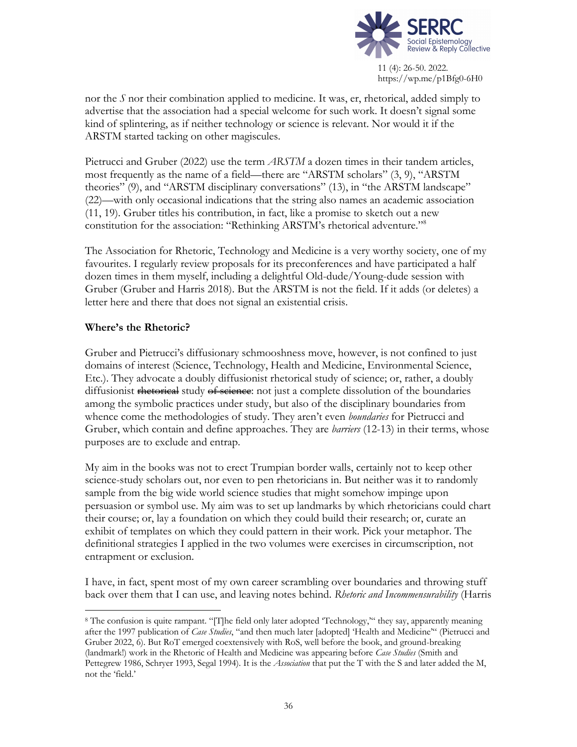nor the *S* nor their combination applied to medicine. It was, er, rhetorical, added simply to advertise that the association had a special welcome for such work. It doesn't signal some kind of splintering, as if neither technology or science is relevant. Nor would it if the ARSTM started tacking on other magiscules.

Pietrucci and Gruber (2022) use the term *ARSTM* a dozen times in their tandem articles, most frequently as the name of a field—there are "ARSTM scholars" (3, 9), "ARSTM theories" (9), and "ARSTM disciplinary conversations" (13), in "the ARSTM landscape" (22)—with only occasional indications that the string also names an academic association (11, 19). Gruber titles his contribution, in fact, like a promise to sketch out a new constitution for the association: "Rethinking ARSTM's rhetorical adventure."[8]

The Association for Rhetoric, Technology and Medicine is a very worthy society, one of my favourites. I regularly review proposals for its preconferences and have participated a half dozen times in them myself, including a delightful Old-dude/Young-dude session with Gruber (Gruber and Harris 2018). But the ARSTM is not the field. If it adds (or deletes) a letter here and there that does not signal an existential crisis.

**Where's the Rhetoric?**

Gruber and Pietrucci's diffusionary schmooshness move, however, is not confined to just domains of interest (Science, Technology, Health and Medicine, Environmental Science, Etc.). They advocate a doubly diffusionist rhetorical study of science; or, rather, a doubly diffusionist ~~rhetorical~~ study ~~of science~~: not just a complete dissolution of the boundaries among the symbolic practices under study, but also of the disciplinary boundaries from whence come the methodologies of study. They aren't even *boundaries* for Pietrucci and Gruber, which contain and define approaches. They are *barriers* (12-13) in their terms, whose purposes are to exclude and entrap.

My aim in the books was not to erect Trumpian border walls, certainly not to keep other science-study scholars out, nor even to pen rhetoricians in. But neither was it to randomly sample from the big wide world science studies that might somehow impinge upon persuasion or symbol use. My aim was to set up landmarks by which rhetoricians could chart their course; or, lay a foundation on which they could build their research; or, curate an exhibit of templates on which they could pattern in their work. Pick your metaphor. The definitional strategies I applied in the two volumes were exercises in circumscription, not entrapment or exclusion.

I have, in fact, spent most of my own career scrambling over boundaries and throwing stuff back over them that I can use, and leaving notes behind. *Rhetoric and Incommensurability* (Harris

---

[8] The confusion is quite rampant. "[T]he field only later adopted 'Technology,'" they say, apparently meaning after the 1997 publication of *Case Studies*, "and then much later [adopted] 'Health and Medicine'" (Pietrucci and Gruber 2022, 6). But RoT emerged coextensively with RoS, well before the book, and ground-breaking (landmark!) work in the Rhetoric of Health and Medicine was appearing before *Case Studies* (Smith and Pettegrew 1986, Schryer 1993, Segal 1994). It is the *Association* that put the T with the S and later added the M, not the 'field.'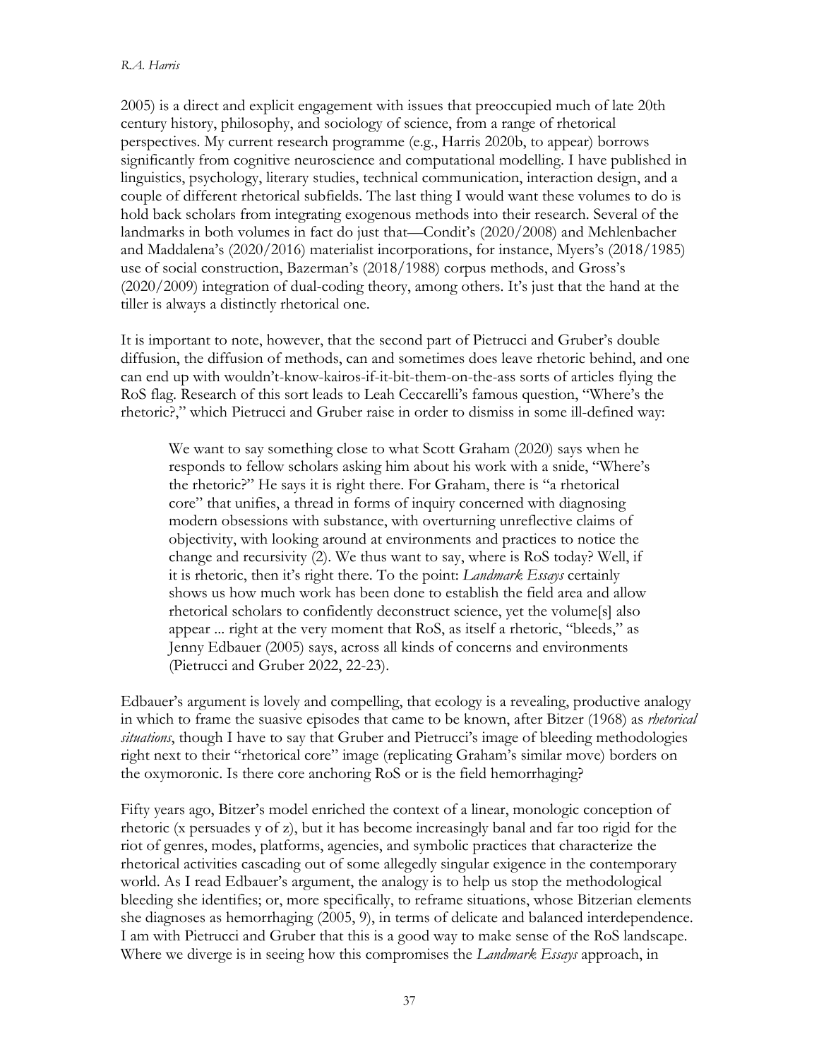2005) is a direct and explicit engagement with issues that preoccupied much of late 20th century history, philosophy, and sociology of science, from a range of rhetorical perspectives. My current research programme (e.g., Harris 2020b, to appear) borrows significantly from cognitive neuroscience and computational modelling. I have published in linguistics, psychology, literary studies, technical communication, interaction design, and a couple of different rhetorical subfields. The last thing I would want these volumes to do is hold back scholars from integrating exogenous methods into their research. Several of the landmarks in both volumes in fact do just that—Condit's (2020/2008) and Mehlenbacher and Maddalena's (2020/2016) materialist incorporations, for instance, Myers's (2018/1985) use of social construction, Bazerman's (2018/1988) corpus methods, and Gross's (2020/2009) integration of dual-coding theory, among others. It's just that the hand at the tiller is always a distinctly rhetorical one.

It is important to note, however, that the second part of Pietrucci and Gruber's double diffusion, the diffusion of methods, can and sometimes does leave rhetoric behind, and one can end up with wouldn't-know-kairos-if-it-bit-them-on-the-ass sorts of articles flying the RoS flag. Research of this sort leads to Leah Ceccarelli's famous question, "Where's the rhetoric?," which Pietrucci and Gruber raise in order to dismiss in some ill-defined way:

> We want to say something close to what Scott Graham (2020) says when he responds to fellow scholars asking him about his work with a snide, "Where's the rhetoric?" He says it is right there. For Graham, there is "a rhetorical core" that unifies, a thread in forms of inquiry concerned with diagnosing modern obsessions with substance, with overturning unreflective claims of objectivity, with looking around at environments and practices to notice the change and recursivity (2). We thus want to say, where is RoS today? Well, if it is rhetoric, then it's right there. To the point: *Landmark Essays* certainly shows us how much work has been done to establish the field area and allow rhetorical scholars to confidently deconstruct science, yet the volume[s] also appear ... right at the very moment that RoS, as itself a rhetoric, "bleeds," as Jenny Edbauer (2005) says, across all kinds of concerns and environments (Pietrucci and Gruber 2022, 22-23).

Edbauer's argument is lovely and compelling, that ecology is a revealing, productive analogy in which to frame the suasive episodes that came to be known, after Bitzer (1968) as *rhetorical situations*, though I have to say that Gruber and Pietrucci's image of bleeding methodologies right next to their "rhetorical core" image (replicating Graham's similar move) borders on the oxymoronic. Is there core anchoring RoS or is the field hemorrhaging?

Fifty years ago, Bitzer's model enriched the context of a linear, monologic conception of rhetoric (x persuades y of z), but it has become increasingly banal and far too rigid for the riot of genres, modes, platforms, agencies, and symbolic practices that characterize the rhetorical activities cascading out of some allegedly singular exigence in the contemporary world. As I read Edbauer's argument, the analogy is to help us stop the methodological bleeding she identifies; or, more specifically, to reframe situations, whose Bitzerian elements she diagnoses as hemorrhaging (2005, 9), in terms of delicate and balanced interdependence. I am with Pietrucci and Gruber that this is a good way to make sense of the RoS landscape. Where we diverge is in seeing how this compromises the *Landmark Essays* approach, in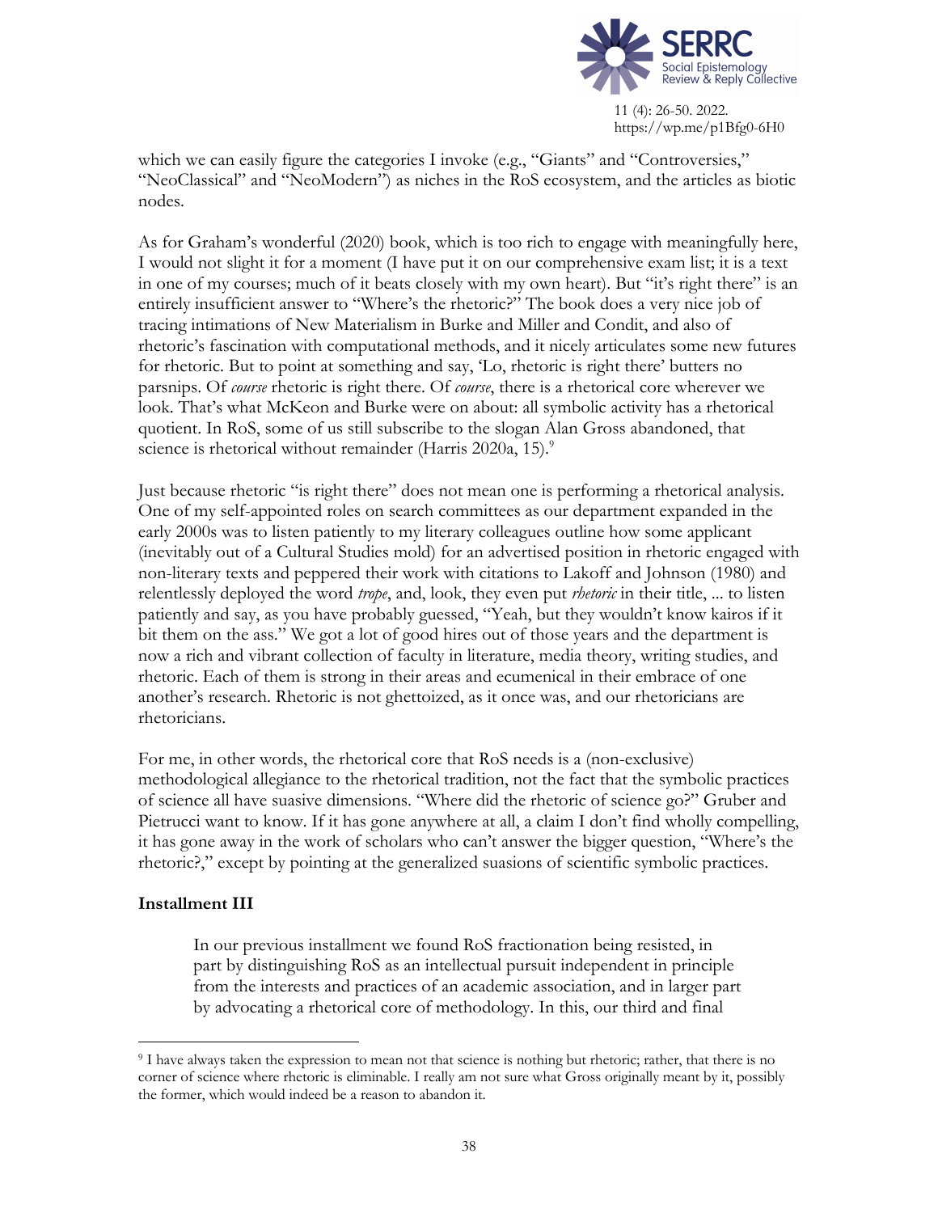which we can easily figure the categories I invoke (e.g., "Giants" and "Controversies," "NeoClassical" and "NeoModern") as niches in the RoS ecosystem, and the articles as biotic nodes.

As for Graham's wonderful (2020) book, which is too rich to engage with meaningfully here, I would not slight it for a moment (I have put it on our comprehensive exam list; it is a text in one of my courses; much of it beats closely with my own heart). But "it's right there" is an entirely insufficient answer to "Where's the rhetoric?" The book does a very nice job of tracing intimations of New Materialism in Burke and Miller and Condit, and also of rhetoric's fascination with computational methods, and it nicely articulates some new futures for rhetoric. But to point at something and say, 'Lo, rhetoric is right there' butters no parsnips. Of *course* rhetoric is right there. Of *course*, there is a rhetorical core wherever we look. That's what McKeon and Burke were on about: all symbolic activity has a rhetorical quotient. In RoS, some of us still subscribe to the slogan Alan Gross abandoned, that science is rhetorical without remainder (Harris 2020a, 15).[9]

Just because rhetoric "is right there" does not mean one is performing a rhetorical analysis. One of my self-appointed roles on search committees as our department expanded in the early 2000s was to listen patiently to my literary colleagues outline how some applicant (inevitably out of a Cultural Studies mold) for an advertised position in rhetoric engaged with non-literary texts and peppered their work with citations to Lakoff and Johnson (1980) and relentlessly deployed the word *trope*, and, look, they even put *rhetoric* in their title, ... to listen patiently and say, as you have probably guessed, "Yeah, but they wouldn't know kairos if it bit them on the ass." We got a lot of good hires out of those years and the department is now a rich and vibrant collection of faculty in literature, media theory, writing studies, and rhetoric. Each of them is strong in their areas and ecumenical in their embrace of one another's research. Rhetoric is not ghettoized, as it once was, and our rhetoricians are rhetoricians.

For me, in other words, the rhetorical core that RoS needs is a (non-exclusive) methodological allegiance to the rhetorical tradition, not the fact that the symbolic practices of science all have suasive dimensions. "Where did the rhetoric of science go?" Gruber and Pietrucci want to know. If it has gone anywhere at all, a claim I don't find wholly compelling, it has gone away in the work of scholars who can't answer the bigger question, "Where's the rhetoric?," except by pointing at the generalized suasions of scientific symbolic practices.

### Installment III

> In our previous installment we found RoS fractionation being resisted, in part by distinguishing RoS as an intellectual pursuit independent in principle from the interests and practices of an academic association, and in larger part by advocating a rhetorical core of methodology. In this, our third and final

[9] I have always taken the expression to mean not that science is nothing but rhetoric; rather, that there is no corner of science where rhetoric is eliminable. I really am not sure what Gross originally meant by it, possibly the former, which would indeed be a reason to abandon it.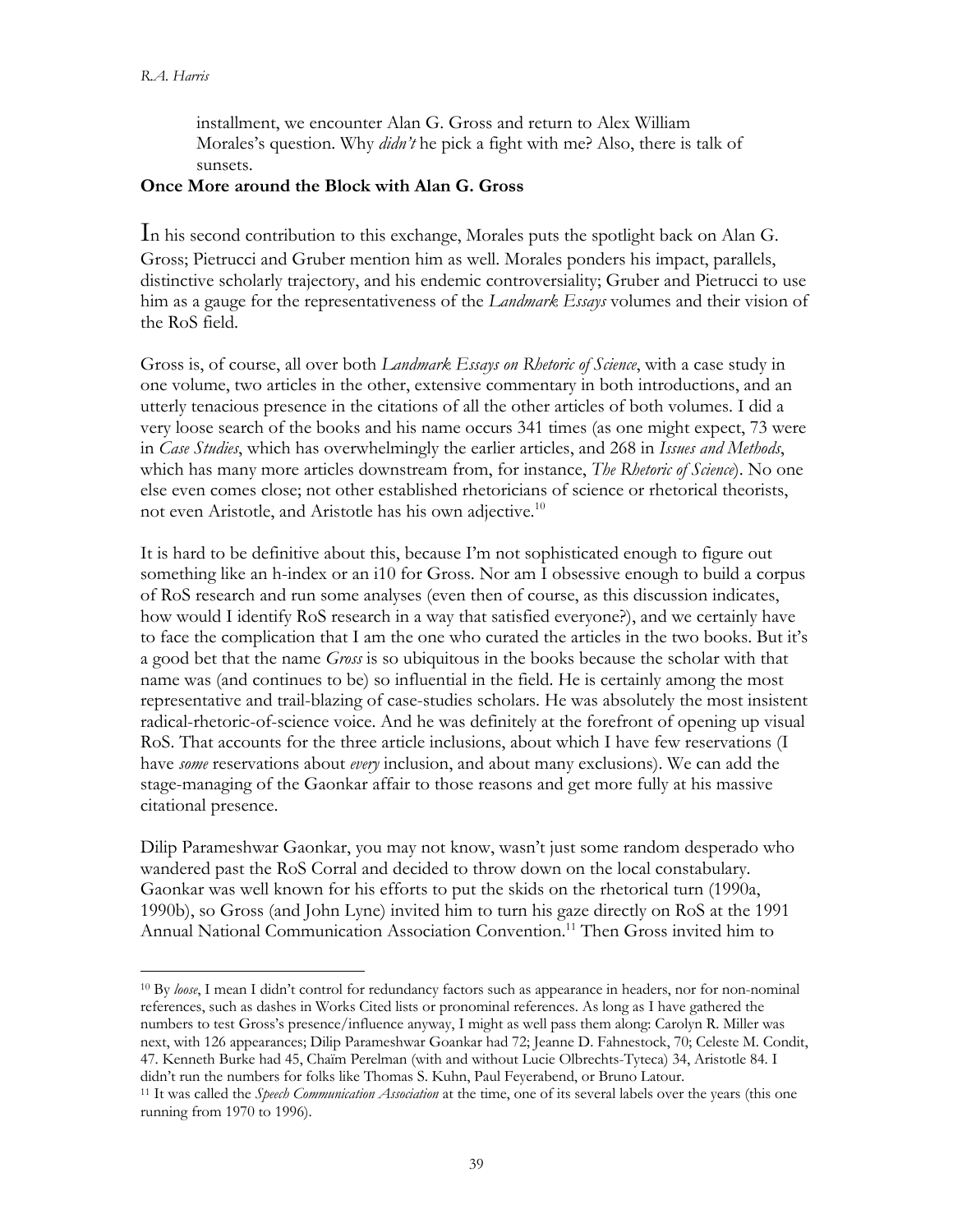installment, we encounter Alan G. Gross and return to Alex William Morales's question. Why *didn't* he pick a fight with me? Also, there is talk of sunsets.

**Once More around the Block with Alan G. Gross**

In his second contribution to this exchange, Morales puts the spotlight back on Alan G. Gross; Pietrucci and Gruber mention him as well. Morales ponders his impact, parallels, distinctive scholarly trajectory, and his endemic controversiality; Gruber and Pietrucci to use him as a gauge for the representativeness of the *Landmark Essays* volumes and their vision of the RoS field.

Gross is, of course, all over both *Landmark Essays on Rhetoric of Science*, with a case study in one volume, two articles in the other, extensive commentary in both introductions, and an utterly tenacious presence in the citations of all the other articles of both volumes. I did a very loose search of the books and his name occurs 341 times (as one might expect, 73 were in *Case Studies*, which has overwhelmingly the earlier articles, and 268 in *Issues and Methods*, which has many more articles downstream from, for instance, *The Rhetoric of Science*). No one else even comes close; not other established rhetoricians of science or rhetorical theorists, not even Aristotle, and Aristotle has his own adjective.[10]

It is hard to be definitive about this, because I'm not sophisticated enough to figure out something like an h-index or an i10 for Gross. Nor am I obsessive enough to build a corpus of RoS research and run some analyses (even then of course, as this discussion indicates, how would I identify RoS research in a way that satisfied everyone?), and we certainly have to face the complication that I am the one who curated the articles in the two books. But it's a good bet that the name *Gross* is so ubiquitous in the books because the scholar with that name was (and continues to be) so influential in the field. He is certainly among the most representative and trail-blazing of case-studies scholars. He was absolutely the most insistent radical-rhetoric-of-science voice. And he was definitely at the forefront of opening up visual RoS. That accounts for the three article inclusions, about which I have few reservations (I have *some* reservations about *every* inclusion, and about many exclusions). We can add the stage-managing of the Gaonkar affair to those reasons and get more fully at his massive citational presence.

Dilip Parameshwar Gaonkar, you may not know, wasn't just some random desperado who wandered past the RoS Corral and decided to throw down on the local constabulary. Gaonkar was well known for his efforts to put the skids on the rhetorical turn (1990a, 1990b), so Gross (and John Lyne) invited him to turn his gaze directly on RoS at the 1991 Annual National Communication Association Convention.[11] Then Gross invited him to

---

[10] By *loose*, I mean I didn't control for redundancy factors such as appearance in headers, nor for non-nominal references, such as dashes in Works Cited lists or pronominal references. As long as I have gathered the numbers to test Gross's presence/influence anyway, I might as well pass them along: Carolyn R. Miller was next, with 126 appearances; Dilip Parameshwar Goankar had 72; Jeanne D. Fahnestock, 70; Celeste M. Condit, 47. Kenneth Burke had 45, Chaïm Perelman (with and without Lucie Olbrechts-Tyteca) 34, Aristotle 84. I didn't run the numbers for folks like Thomas S. Kuhn, Paul Feyerabend, or Bruno Latour.

[11] It was called the *Speech Communication Association* at the time, one of its several labels over the years (this one running from 1970 to 1996).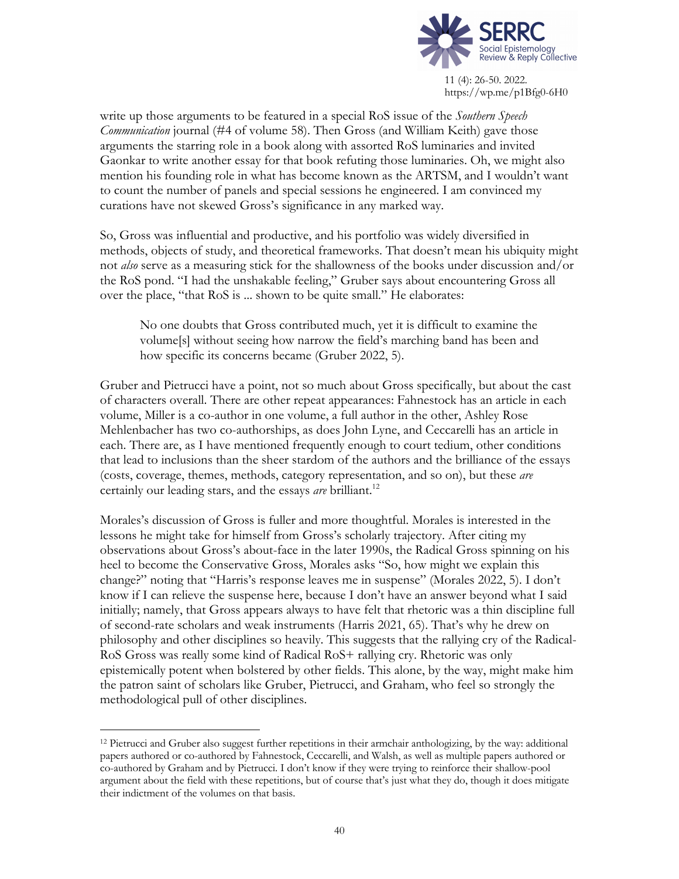write up those arguments to be featured in a special RoS issue of the *Southern Speech Communication* journal (#4 of volume 58). Then Gross (and William Keith) gave those arguments the starring role in a book along with assorted RoS luminaries and invited Gaonkar to write another essay for that book refuting those luminaries. Oh, we might also mention his founding role in what has become known as the ARTSM, and I wouldn't want to count the number of panels and special sessions he engineered. I am convinced my curations have not skewed Gross's significance in any marked way.

So, Gross was influential and productive, and his portfolio was widely diversified in methods, objects of study, and theoretical frameworks. That doesn't mean his ubiquity might not *also* serve as a measuring stick for the shallowness of the books under discussion and/or the RoS pond. "I had the unshakable feeling," Gruber says about encountering Gross all over the place, "that RoS is ... shown to be quite small." He elaborates:

> No one doubts that Gross contributed much, yet it is difficult to examine the volume[s] without seeing how narrow the field's marching band has been and how specific its concerns became (Gruber 2022, 5).

Gruber and Pietrucci have a point, not so much about Gross specifically, but about the cast of characters overall. There are other repeat appearances: Fahnestock has an article in each volume, Miller is a co-author in one volume, a full author in the other, Ashley Rose Mehlenbacher has two co-authorships, as does John Lyne, and Ceccarelli has an article in each. There are, as I have mentioned frequently enough to court tedium, other conditions that lead to inclusions than the sheer stardom of the authors and the brilliance of the essays (costs, coverage, themes, methods, category representation, and so on), but these *are* certainly our leading stars, and the essays *are* brilliant.[12]

Morales's discussion of Gross is fuller and more thoughtful. Morales is interested in the lessons he might take for himself from Gross's scholarly trajectory. After citing my observations about Gross's about-face in the later 1990s, the Radical Gross spinning on his heel to become the Conservative Gross, Morales asks "So, how might we explain this change?" noting that "Harris's response leaves me in suspense" (Morales 2022, 5). I don't know if I can relieve the suspense here, because I don't have an answer beyond what I said initially; namely, that Gross appears always to have felt that rhetoric was a thin discipline full of second-rate scholars and weak instruments (Harris 2021, 65). That's why he drew on philosophy and other disciplines so heavily. This suggests that the rallying cry of the Radical-RoS Gross was really some kind of Radical RoS+ rallying cry. Rhetoric was only epistemically potent when bolstered by other fields. This alone, by the way, might make him the patron saint of scholars like Gruber, Pietrucci, and Graham, who feel so strongly the methodological pull of other disciplines.

---

[12] Pietrucci and Gruber also suggest further repetitions in their armchair anthologizing, by the way: additional papers authored or co-authored by Fahnestock, Ceccarelli, and Walsh, as well as multiple papers authored or co-authored by Graham and by Pietrucci. I don't know if they were trying to reinforce their shallow-pool argument about the field with these repetitions, but of course that's just what they do, though it does mitigate their indictment of the volumes on that basis.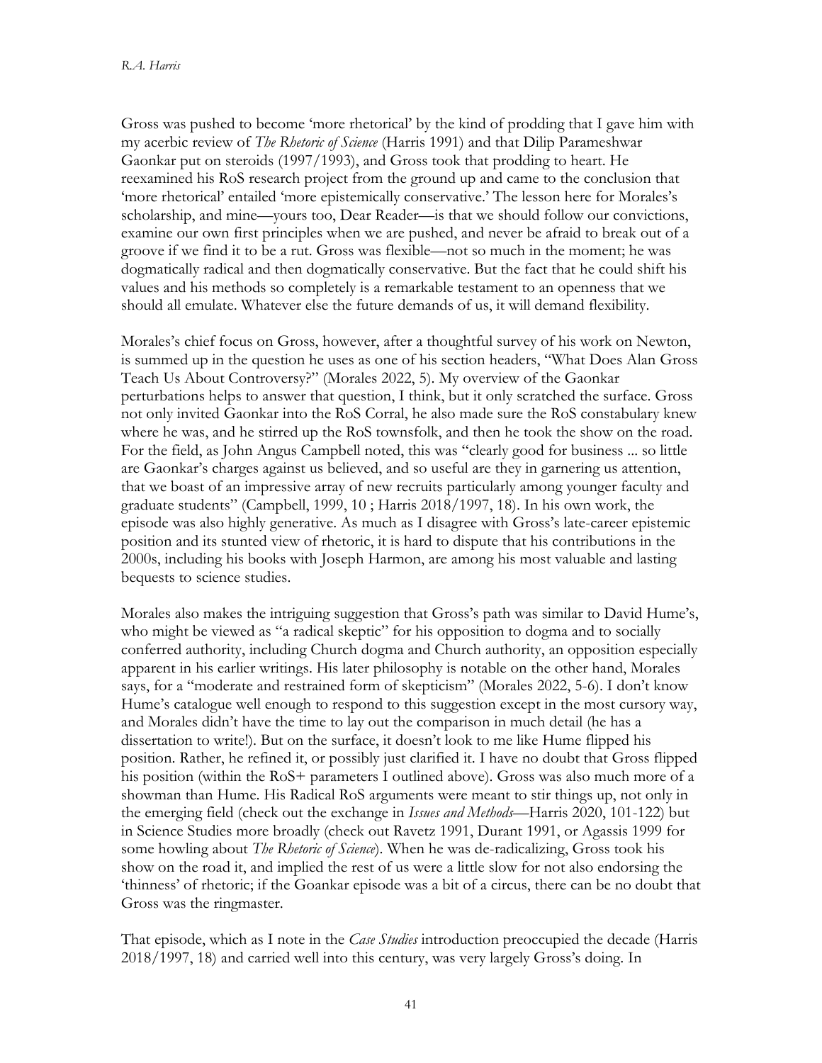Gross was pushed to become 'more rhetorical' by the kind of prodding that I gave him with my acerbic review of *The Rhetoric of Science* (Harris 1991) and that Dilip Parameshwar Gaonkar put on steroids (1997/1993), and Gross took that prodding to heart. He reexamined his RoS research project from the ground up and came to the conclusion that 'more rhetorical' entailed 'more epistemically conservative.' The lesson here for Morales's scholarship, and mine—yours too, Dear Reader—is that we should follow our convictions, examine our own first principles when we are pushed, and never be afraid to break out of a groove if we find it to be a rut. Gross was flexible—not so much in the moment; he was dogmatically radical and then dogmatically conservative. But the fact that he could shift his values and his methods so completely is a remarkable testament to an openness that we should all emulate. Whatever else the future demands of us, it will demand flexibility.

Morales's chief focus on Gross, however, after a thoughtful survey of his work on Newton, is summed up in the question he uses as one of his section headers, "What Does Alan Gross Teach Us About Controversy?" (Morales 2022, 5). My overview of the Gaonkar perturbations helps to answer that question, I think, but it only scratched the surface. Gross not only invited Gaonkar into the RoS Corral, he also made sure the RoS constabulary knew where he was, and he stirred up the RoS townsfolk, and then he took the show on the road. For the field, as John Angus Campbell noted, this was "clearly good for business ... so little are Gaonkar's charges against us believed, and so useful are they in garnering us attention, that we boast of an impressive array of new recruits particularly among younger faculty and graduate students" (Campbell, 1999, 10 ; Harris 2018/1997, 18). In his own work, the episode was also highly generative. As much as I disagree with Gross's late-career epistemic position and its stunted view of rhetoric, it is hard to dispute that his contributions in the 2000s, including his books with Joseph Harmon, are among his most valuable and lasting bequests to science studies.

Morales also makes the intriguing suggestion that Gross's path was similar to David Hume's, who might be viewed as "a radical skeptic" for his opposition to dogma and to socially conferred authority, including Church dogma and Church authority, an opposition especially apparent in his earlier writings. His later philosophy is notable on the other hand, Morales says, for a "moderate and restrained form of skepticism" (Morales 2022, 5-6). I don't know Hume's catalogue well enough to respond to this suggestion except in the most cursory way, and Morales didn't have the time to lay out the comparison in much detail (he has a dissertation to write!). But on the surface, it doesn't look to me like Hume flipped his position. Rather, he refined it, or possibly just clarified it. I have no doubt that Gross flipped his position (within the RoS+ parameters I outlined above). Gross was also much more of a showman than Hume. His Radical RoS arguments were meant to stir things up, not only in the emerging field (check out the exchange in *Issues and Methods*—Harris 2020, 101-122) but in Science Studies more broadly (check out Ravetz 1991, Durant 1991, or Agassis 1999 for some howling about *The Rhetoric of Science*). When he was de-radicalizing, Gross took his show on the road it, and implied the rest of us were a little slow for not also endorsing the 'thinness' of rhetoric; if the Goankar episode was a bit of a circus, there can be no doubt that Gross was the ringmaster.

That episode, which as I note in the *Case Studies* introduction preoccupied the decade (Harris 2018/1997, 18) and carried well into this century, was very largely Gross's doing. In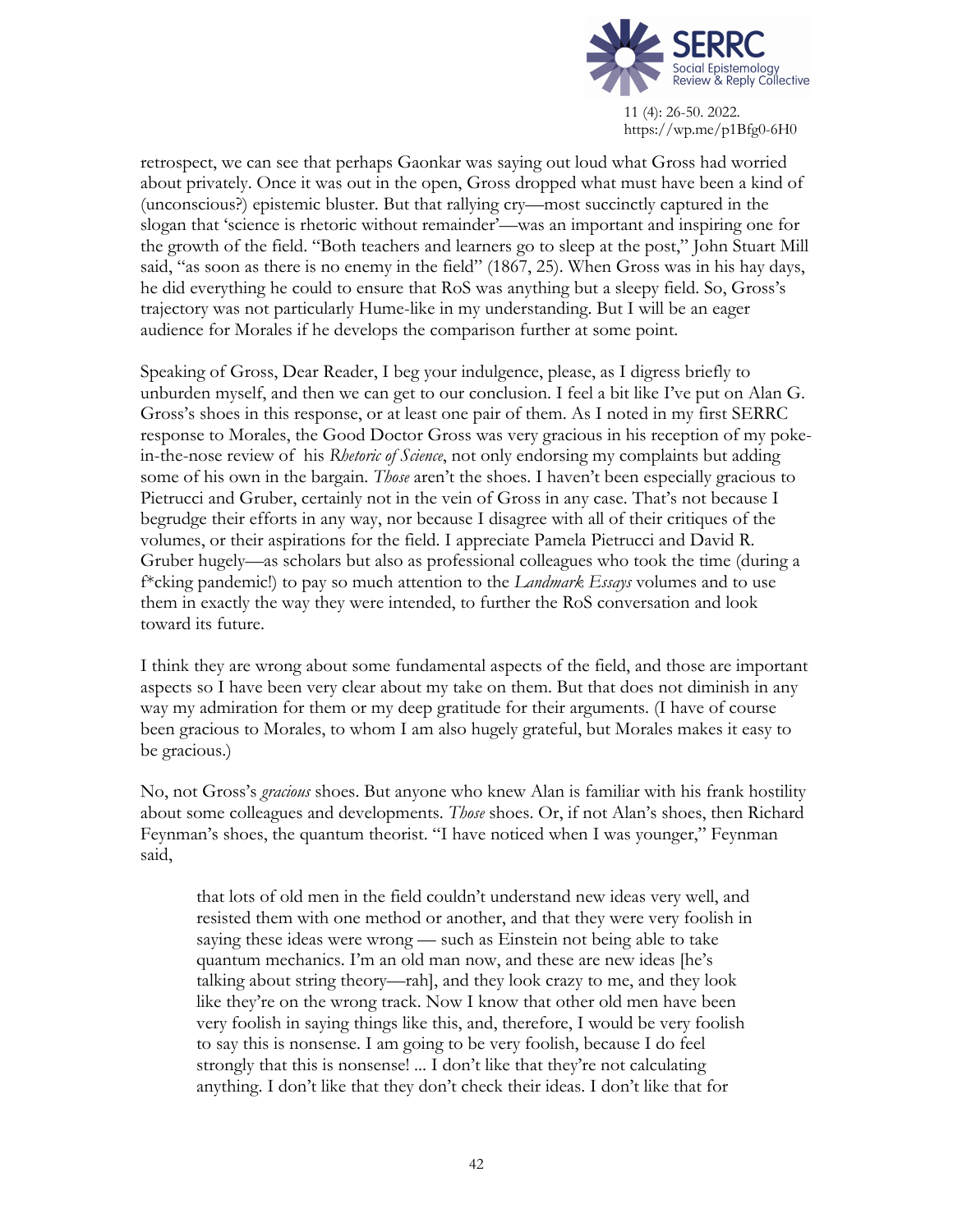retrospect, we can see that perhaps Gaonkar was saying out loud what Gross had worried about privately. Once it was out in the open, Gross dropped what must have been a kind of (unconscious?) epistemic bluster. But that rallying cry—most succinctly captured in the slogan that 'science is rhetoric without remainder'—was an important and inspiring one for the growth of the field. "Both teachers and learners go to sleep at the post," John Stuart Mill said, "as soon as there is no enemy in the field" (1867, 25). When Gross was in his hay days, he did everything he could to ensure that RoS was anything but a sleepy field. So, Gross's trajectory was not particularly Hume-like in my understanding. But I will be an eager audience for Morales if he develops the comparison further at some point.

Speaking of Gross, Dear Reader, I beg your indulgence, please, as I digress briefly to unburden myself, and then we can get to our conclusion. I feel a bit like I've put on Alan G. Gross's shoes in this response, or at least one pair of them. As I noted in my first SERRC response to Morales, the Good Doctor Gross was very gracious in his reception of my poke-in-the-nose review of his *Rhetoric of Science*, not only endorsing my complaints but adding some of his own in the bargain. *Those* aren't the shoes. I haven't been especially gracious to Pietrucci and Gruber, certainly not in the vein of Gross in any case. That's not because I begrudge their efforts in any way, nor because I disagree with all of their critiques of the volumes, or their aspirations for the field. I appreciate Pamela Pietrucci and David R. Gruber hugely—as scholars but also as professional colleagues who took the time (during a f*cking pandemic!) to pay so much attention to the *Landmark Essays* volumes and to use them in exactly the way they were intended, to further the RoS conversation and look toward its future.

I think they are wrong about some fundamental aspects of the field, and those are important aspects so I have been very clear about my take on them. But that does not diminish in any way my admiration for them or my deep gratitude for their arguments. (I have of course been gracious to Morales, to whom I am also hugely grateful, but Morales makes it easy to be gracious.)

No, not Gross's *gracious* shoes. But anyone who knew Alan is familiar with his frank hostility about some colleagues and developments. *Those* shoes. Or, if not Alan's shoes, then Richard Feynman's shoes, the quantum theorist. "I have noticed when I was younger," Feynman said,

> that lots of old men in the field couldn't understand new ideas very well, and resisted them with one method or another, and that they were very foolish in saying these ideas were wrong — such as Einstein not being able to take quantum mechanics. I'm an old man now, and these are new ideas [he's talking about string theory—rah], and they look crazy to me, and they look like they're on the wrong track. Now I know that other old men have been very foolish in saying things like this, and, therefore, I would be very foolish to say this is nonsense. I am going to be very foolish, because I do feel strongly that this is nonsense! ... I don't like that they're not calculating anything. I don't like that they don't check their ideas. I don't like that for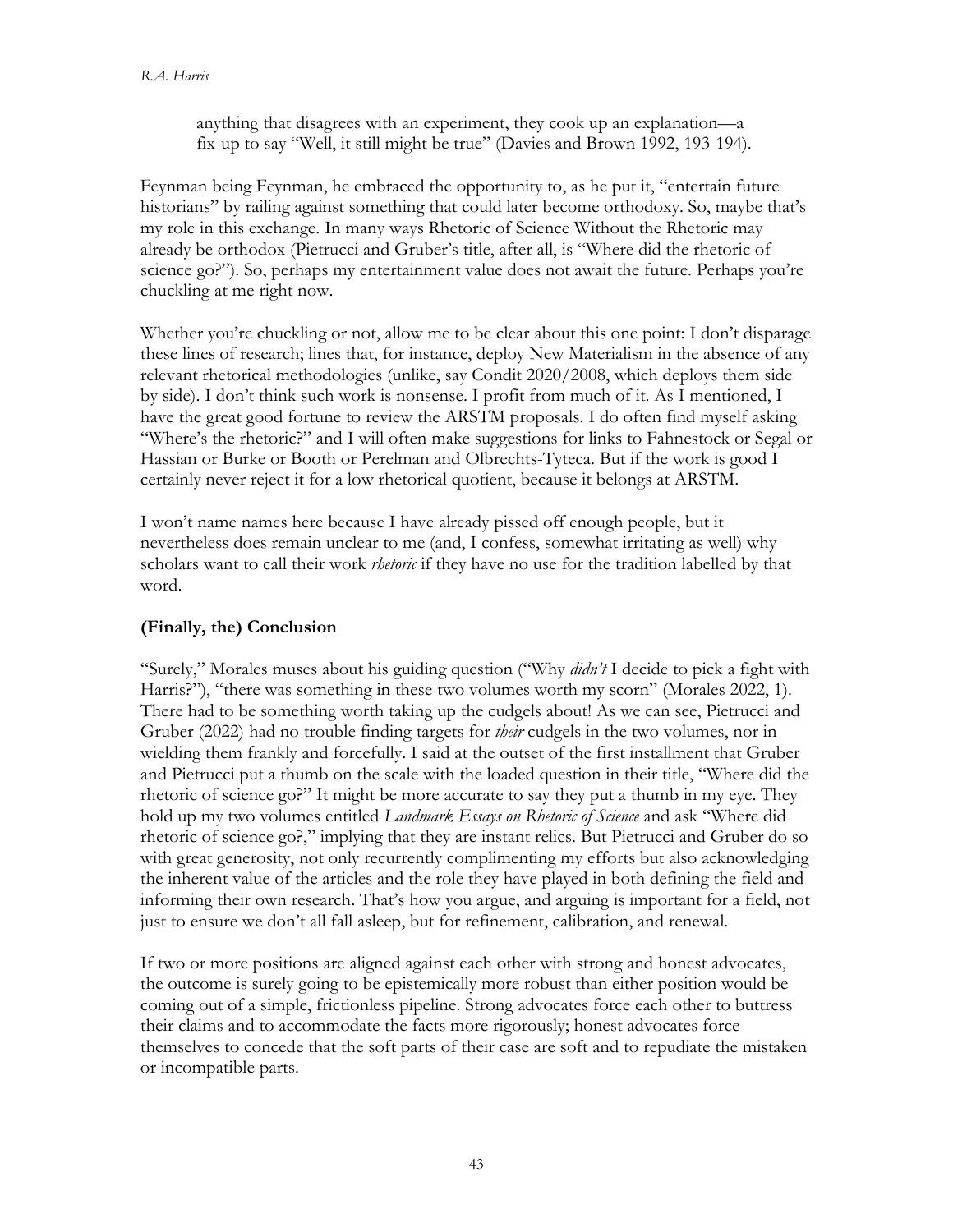anything that disagrees with an experiment, they cook up an explanation—a fix-up to say "Well, it still might be true" (Davies and Brown 1992, 193-194).

Feynman being Feynman, he embraced the opportunity to, as he put it, "entertain future historians" by railing against something that could later become orthodoxy. So, maybe that's my role in this exchange. In many ways Rhetoric of Science Without the Rhetoric may already be orthodox (Pietrucci and Gruber's title, after all, is "Where did the rhetoric of science go?"). So, perhaps my entertainment value does not await the future. Perhaps you're chuckling at me right now.

Whether you're chuckling or not, allow me to be clear about this one point: I don't disparage these lines of research; lines that, for instance, deploy New Materialism in the absence of any relevant rhetorical methodologies (unlike, say Condit 2020/2008, which deploys them side by side). I don't think such work is nonsense. I profit from much of it. As I mentioned, I have the great good fortune to review the ARSTM proposals. I do often find myself asking "Where's the rhetoric?" and I will often make suggestions for links to Fahnestock or Segal or Hassian or Burke or Booth or Perelman and Olbrechts-Tyteca. But if the work is good I certainly never reject it for a low rhetorical quotient, because it belongs at ARSTM.

I won't name names here because I have already pissed off enough people, but it nevertheless does remain unclear to me (and, I confess, somewhat irritating as well) why scholars want to call their work *rhetoric* if they have no use for the tradition labelled by that word.

## (Finally, the) Conclusion

"Surely," Morales muses about his guiding question ("Why *didn't* I decide to pick a fight with Harris?"), "there was something in these two volumes worth my scorn" (Morales 2022, 1). There had to be something worth taking up the cudgels about! As we can see, Pietrucci and Gruber (2022) had no trouble finding targets for *their* cudgels in the two volumes, nor in wielding them frankly and forcefully. I said at the outset of the first installment that Gruber and Pietrucci put a thumb on the scale with the loaded question in their title, "Where did the rhetoric of science go?" It might be more accurate to say they put a thumb in my eye. They hold up my two volumes entitled *Landmark Essays on Rhetoric of Science* and ask "Where did rhetoric of science go?," implying that they are instant relics. But Pietrucci and Gruber do so with great generosity, not only recurrently complimenting my efforts but also acknowledging the inherent value of the articles and the role they have played in both defining the field and informing their own research. That's how you argue, and arguing is important for a field, not just to ensure we don't all fall asleep, but for refinement, calibration, and renewal.

If two or more positions are aligned against each other with strong and honest advocates, the outcome is surely going to be epistemically more robust than either position would be coming out of a simple, frictionless pipeline. Strong advocates force each other to buttress their claims and to accommodate the facts more rigorously; honest advocates force themselves to concede that the soft parts of their case are soft and to repudiate the mistaken or incompatible parts.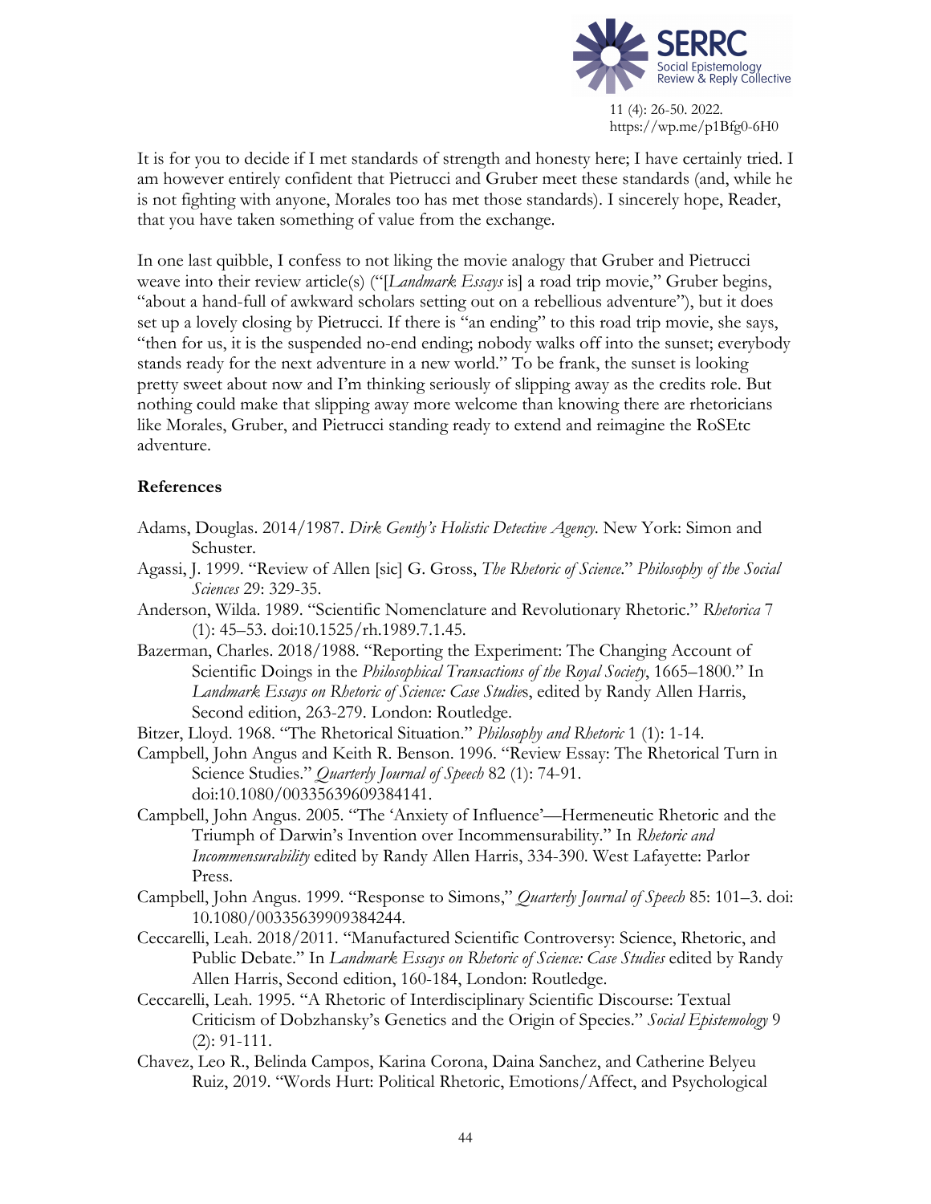It is for you to decide if I met standards of strength and honesty here; I have certainly tried. I am however entirely confident that Pietrucci and Gruber meet these standards (and, while he is not fighting with anyone, Morales too has met those standards). I sincerely hope, Reader, that you have taken something of value from the exchange.

In one last quibble, I confess to not liking the movie analogy that Gruber and Pietrucci weave into their review article(s) ("[*Landmark Essays* is] a road trip movie," Gruber begins, "about a hand-full of awkward scholars setting out on a rebellious adventure"), but it does set up a lovely closing by Pietrucci. If there is "an ending" to this road trip movie, she says, "then for us, it is the suspended no-end ending; nobody walks off into the sunset; everybody stands ready for the next adventure in a new world." To be frank, the sunset is looking pretty sweet about now and I'm thinking seriously of slipping away as the credits role. But nothing could make that slipping away more welcome than knowing there are rhetoricians like Morales, Gruber, and Pietrucci standing ready to extend and reimagine the RoSEtc adventure.

## References

Adams, Douglas. 2014/1987. *Dirk Gently's Holistic Detective Agency*. New York: Simon and Schuster.

Agassi, J. 1999. "Review of Allen [sic] G. Gross, *The Rhetoric of Science*." *Philosophy of the Social Sciences* 29: 329-35.

Anderson, Wilda. 1989. "Scientific Nomenclature and Revolutionary Rhetoric." *Rhetorica* 7 (1): 45–53. doi:10.1525/rh.1989.7.1.45.

Bazerman, Charles. 2018/1988. "Reporting the Experiment: The Changing Account of Scientific Doings in the *Philosophical Transactions of the Royal Society*, 1665–1800." In *Landmark Essays on Rhetoric of Science: Case Studies*, edited by Randy Allen Harris, Second edition, 263-279. London: Routledge.

Bitzer, Lloyd. 1968. "The Rhetorical Situation." *Philosophy and Rhetoric* 1 (1): 1-14.

Campbell, John Angus and Keith R. Benson. 1996. "Review Essay: The Rhetorical Turn in Science Studies." *Quarterly Journal of Speech* 82 (1): 74-91. doi:10.1080/00335639609384141.

Campbell, John Angus. 2005. "The 'Anxiety of Influence'—Hermeneutic Rhetoric and the Triumph of Darwin's Invention over Incommensurability." In *Rhetoric and Incommensurability* edited by Randy Allen Harris, 334-390. West Lafayette: Parlor Press.

Campbell, John Angus. 1999. "Response to Simons," *Quarterly Journal of Speech* 85: 101–3. doi: 10.1080/00335639909384244.

Ceccarelli, Leah. 2018/2011. "Manufactured Scientific Controversy: Science, Rhetoric, and Public Debate." In *Landmark Essays on Rhetoric of Science: Case Studies* edited by Randy Allen Harris, Second edition, 160-184, London: Routledge.

Ceccarelli, Leah. 1995. "A Rhetoric of Interdisciplinary Scientific Discourse: Textual Criticism of Dobzhansky's Genetics and the Origin of Species." *Social Epistemology* 9 (2): 91-111.

Chavez, Leo R., Belinda Campos, Karina Corona, Daina Sanchez, and Catherine Belyeu Ruiz, 2019. "Words Hurt: Political Rhetoric, Emotions/Affect, and Psychological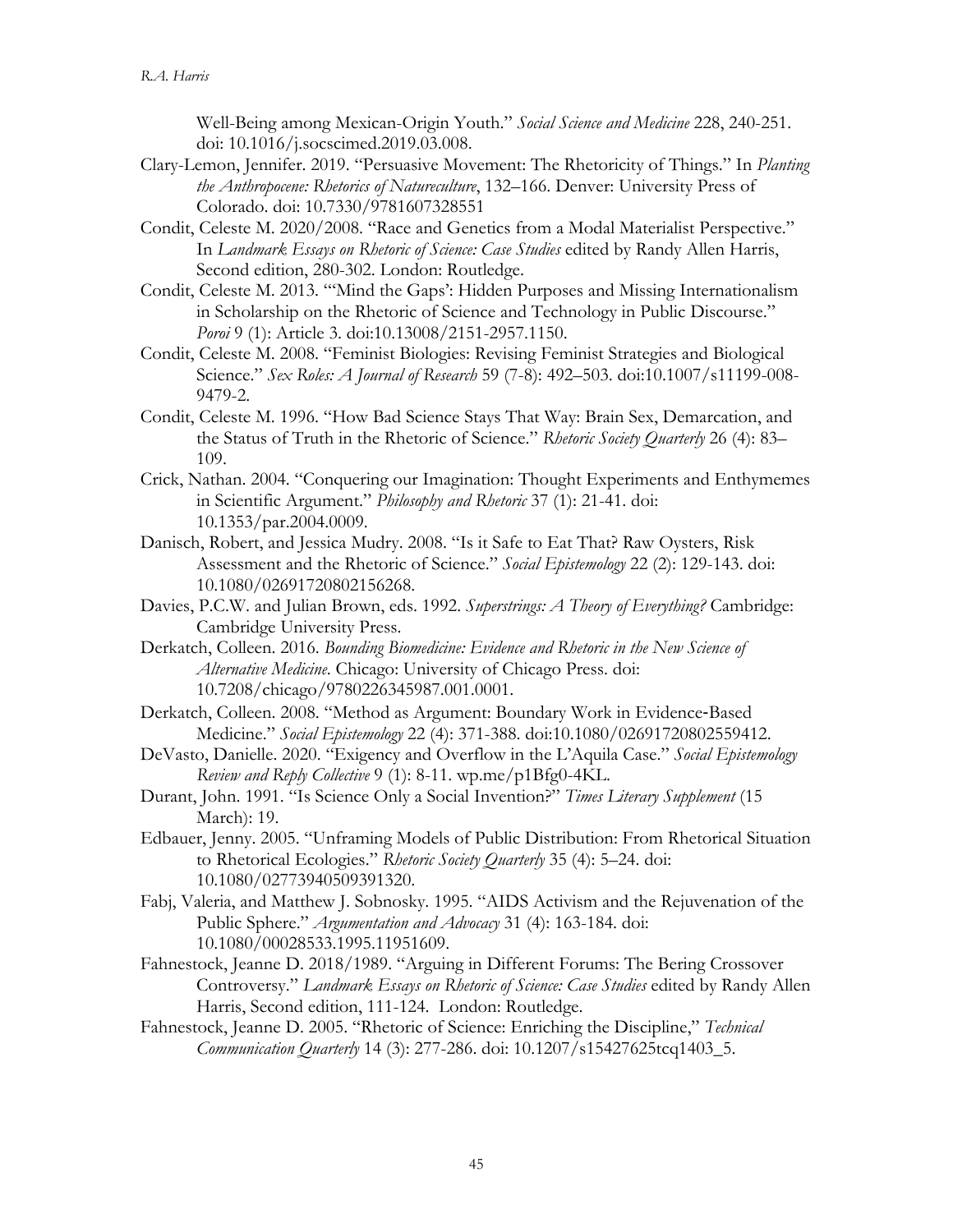Well-Being among Mexican-Origin Youth." *Social Science and Medicine* 228, 240-251. doi: 10.1016/j.socscimed.2019.03.008.

Clary-Lemon, Jennifer. 2019. "Persuasive Movement: The Rhetoricity of Things." In *Planting the Anthropocene: Rhetorics of Natureculture*, 132–166. Denver: University Press of Colorado. doi: 10.7330/9781607328551

Condit, Celeste M. 2020/2008. "Race and Genetics from a Modal Materialist Perspective." In *Landmark Essays on Rhetoric of Science: Case Studies* edited by Randy Allen Harris, Second edition, 280-302. London: Routledge.

Condit, Celeste M. 2013. "'Mind the Gaps': Hidden Purposes and Missing Internationalism in Scholarship on the Rhetoric of Science and Technology in Public Discourse." *Poroi* 9 (1): Article 3. doi:10.13008/2151-2957.1150.

Condit, Celeste M. 2008. "Feminist Biologies: Revising Feminist Strategies and Biological Science." *Sex Roles: A Journal of Research* 59 (7-8): 492–503. doi:10.1007/s11199-008-9479-2.

Condit, Celeste M. 1996. "How Bad Science Stays That Way: Brain Sex, Demarcation, and the Status of Truth in the Rhetoric of Science." *Rhetoric Society Quarterly* 26 (4): 83–109.

Crick, Nathan. 2004. "Conquering our Imagination: Thought Experiments and Enthymemes in Scientific Argument." *Philosophy and Rhetoric* 37 (1): 21-41. doi: 10.1353/par.2004.0009.

Danisch, Robert, and Jessica Mudry. 2008. "Is it Safe to Eat That? Raw Oysters, Risk Assessment and the Rhetoric of Science." *Social Epistemology* 22 (2): 129-143. doi: 10.1080/02691720802156268.

Davies, P.C.W. and Julian Brown, eds. 1992. *Superstrings: A Theory of Everything?* Cambridge: Cambridge University Press.

Derkatch, Colleen. 2016. *Bounding Biomedicine: Evidence and Rhetoric in the New Science of Alternative Medicine*. Chicago: University of Chicago Press. doi: 10.7208/chicago/9780226345987.001.0001.

Derkatch, Colleen. 2008. "Method as Argument: Boundary Work in Evidence-Based Medicine." *Social Epistemology* 22 (4): 371-388. doi:10.1080/02691720802559412.

DeVasto, Danielle. 2020. "Exigency and Overflow in the L'Aquila Case." *Social Epistemology Review and Reply Collective* 9 (1): 8-11. wp.me/p1Bfg0-4KL.

Durant, John. 1991. "Is Science Only a Social Invention?" *Times Literary Supplement* (15 March): 19.

Edbauer, Jenny. 2005. "Unframing Models of Public Distribution: From Rhetorical Situation to Rhetorical Ecologies." *Rhetoric Society Quarterly* 35 (4): 5–24. doi: 10.1080/02773940509391320.

Fabj, Valeria, and Matthew J. Sobnosky. 1995. "AIDS Activism and the Rejuvenation of the Public Sphere." *Argumentation and Advocacy* 31 (4): 163-184. doi: 10.1080/00028533.1995.11951609.

Fahnestock, Jeanne D. 2018/1989. "Arguing in Different Forums: The Bering Crossover Controversy." *Landmark Essays on Rhetoric of Science: Case Studies* edited by Randy Allen Harris, Second edition, 111-124. London: Routledge.

Fahnestock, Jeanne D. 2005. "Rhetoric of Science: Enriching the Discipline," *Technical Communication Quarterly* 14 (3): 277-286. doi: 10.1207/s15427625tcq1403_5.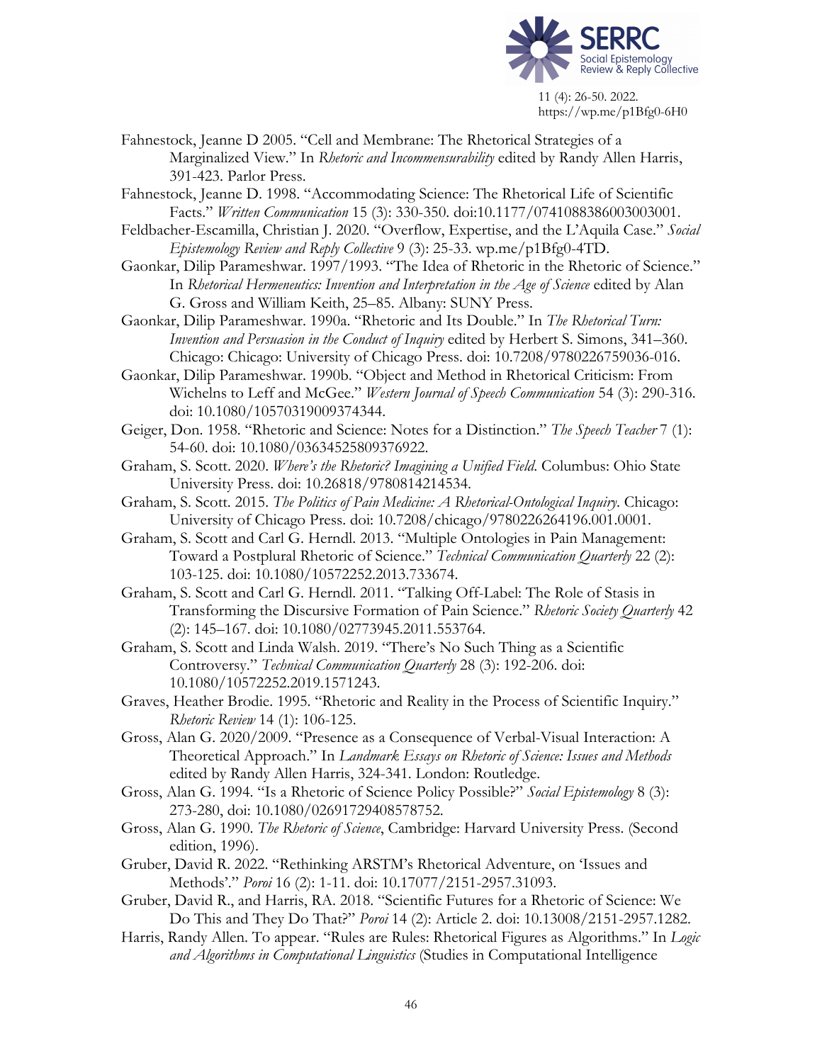Fahnestock, Jeanne D 2005. "Cell and Membrane: The Rhetorical Strategies of a Marginalized View." In *Rhetoric and Incommensurability* edited by Randy Allen Harris, 391-423. Parlor Press.

Fahnestock, Jeanne D. 1998. "Accommodating Science: The Rhetorical Life of Scientific Facts." *Written Communication* 15 (3): 330-350. doi:10.1177/0741088386003003001.

Feldbacher-Escamilla, Christian J. 2020. "Overflow, Expertise, and the L'Aquila Case." *Social Epistemology Review and Reply Collective* 9 (3): 25-33. wp.me/p1Bfg0-4TD.

Gaonkar, Dilip Parameshwar. 1997/1993. "The Idea of Rhetoric in the Rhetoric of Science." In *Rhetorical Hermeneutics: Invention and Interpretation in the Age of Science* edited by Alan G. Gross and William Keith, 25–85. Albany: SUNY Press.

Gaonkar, Dilip Parameshwar. 1990a. "Rhetoric and Its Double." In *The Rhetorical Turn: Invention and Persuasion in the Conduct of Inquiry* edited by Herbert S. Simons, 341–360. Chicago: Chicago: University of Chicago Press. doi: 10.7208/9780226759036-016.

Gaonkar, Dilip Parameshwar. 1990b. "Object and Method in Rhetorical Criticism: From Wichelns to Leff and McGee." *Western Journal of Speech Communication* 54 (3): 290-316. doi: 10.1080/10570319009374344.

Geiger, Don. 1958. "Rhetoric and Science: Notes for a Distinction." *The Speech Teacher* 7 (1): 54-60. doi: 10.1080/03634525809376922.

Graham, S. Scott. 2020. *Where's the Rhetoric? Imagining a Unified Field.* Columbus: Ohio State University Press. doi: 10.26818/9780814214534.

Graham, S. Scott. 2015. *The Politics of Pain Medicine: A Rhetorical-Ontological Inquiry.* Chicago: University of Chicago Press. doi: 10.7208/chicago/9780226264196.001.0001.

Graham, S. Scott and Carl G. Herndl. 2013. "Multiple Ontologies in Pain Management: Toward a Postplural Rhetoric of Science." *Technical Communication Quarterly* 22 (2): 103-125. doi: 10.1080/10572252.2013.733674.

Graham, S. Scott and Carl G. Herndl. 2011. "Talking Off-Label: The Role of Stasis in Transforming the Discursive Formation of Pain Science." *Rhetoric Society Quarterly* 42 (2): 145–167. doi: 10.1080/02773945.2011.553764.

Graham, S. Scott and Linda Walsh. 2019. "There's No Such Thing as a Scientific Controversy." *Technical Communication Quarterly* 28 (3): 192-206. doi: 10.1080/10572252.2019.1571243.

Graves, Heather Brodie. 1995. "Rhetoric and Reality in the Process of Scientific Inquiry." *Rhetoric Review* 14 (1): 106-125.

Gross, Alan G. 2020/2009. "Presence as a Consequence of Verbal-Visual Interaction: A Theoretical Approach." In *Landmark Essays on Rhetoric of Science: Issues and Methods* edited by Randy Allen Harris, 324-341. London: Routledge.

Gross, Alan G. 1994. "Is a Rhetoric of Science Policy Possible?" *Social Epistemology* 8 (3): 273-280, doi: 10.1080/02691729408578752.

Gross, Alan G. 1990. *The Rhetoric of Science*, Cambridge: Harvard University Press. (Second edition, 1996).

Gruber, David R. 2022. "Rethinking ARSTM's Rhetorical Adventure, on 'Issues and Methods'." *Poroi* 16 (2): 1-11. doi: 10.17077/2151-2957.31093.

Gruber, David R., and Harris, RA. 2018. "Scientific Futures for a Rhetoric of Science: We Do This and They Do That?" *Poroi* 14 (2): Article 2. doi: 10.13008/2151-2957.1282.

Harris, Randy Allen. To appear. "Rules are Rules: Rhetorical Figures as Algorithms." In *Logic and Algorithms in Computational Linguistics* (Studies in Computational Intelligence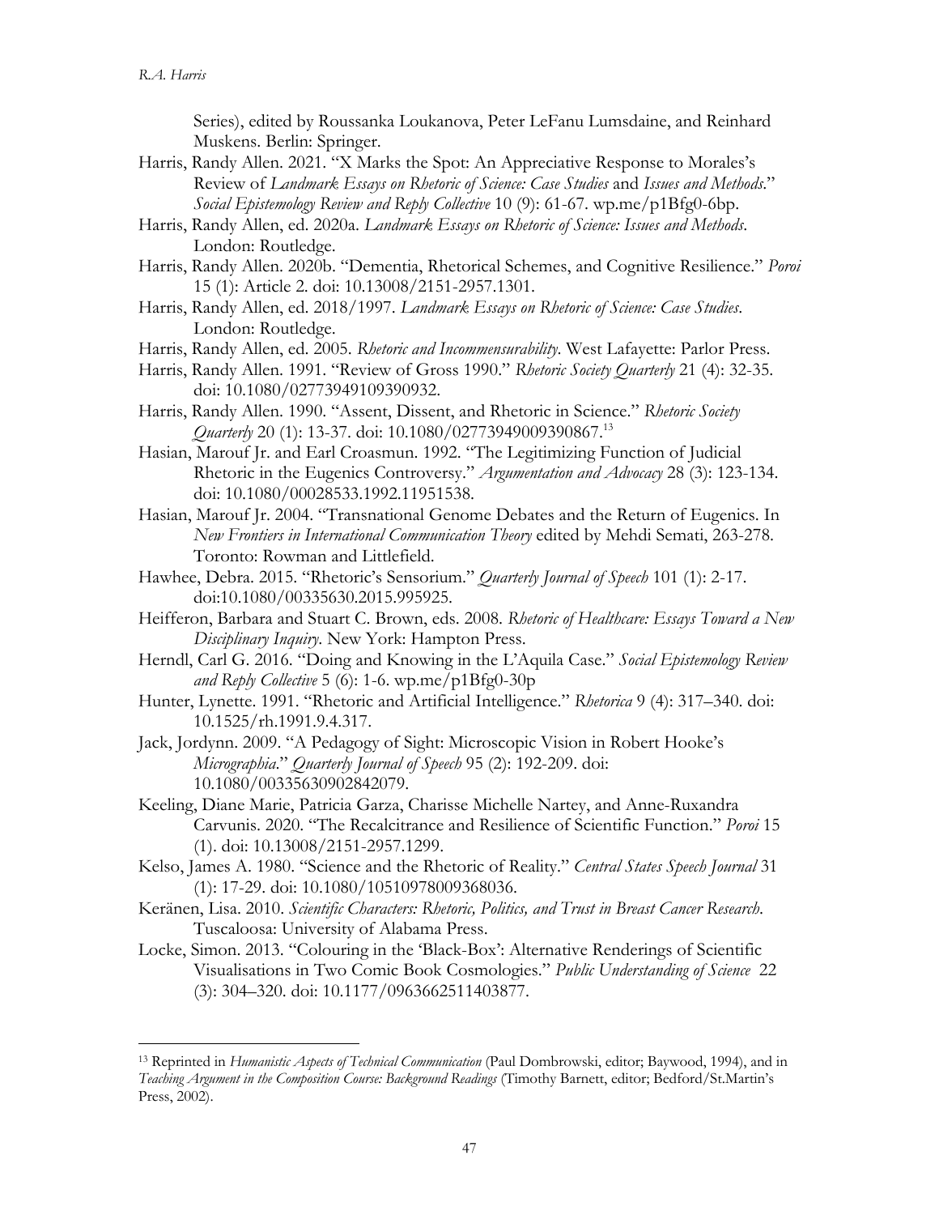Series), edited by Roussanka Loukanova, Peter LeFanu Lumsdaine, and Reinhard Muskens. Berlin: Springer.

Harris, Randy Allen. 2021. "X Marks the Spot: An Appreciative Response to Morales's Review of *Landmark Essays on Rhetoric of Science: Case Studies* and *Issues and Methods*." *Social Epistemology Review and Reply Collective* 10 (9): 61-67. wp.me/p1Bfg0-6bp.

Harris, Randy Allen, ed. 2020a. *Landmark Essays on Rhetoric of Science: Issues and Methods*. London: Routledge.

Harris, Randy Allen. 2020b. "Dementia, Rhetorical Schemes, and Cognitive Resilience." *Poroi* 15 (1): Article 2. doi: 10.13008/2151-2957.1301.

Harris, Randy Allen, ed. 2018/1997. *Landmark Essays on Rhetoric of Science: Case Studies*. London: Routledge.

Harris, Randy Allen, ed. 2005. *Rhetoric and Incommensurability*. West Lafayette: Parlor Press.

Harris, Randy Allen. 1991. "Review of Gross 1990." *Rhetoric Society Quarterly* 21 (4): 32-35. doi: 10.1080/02773949109390932.

Harris, Randy Allen. 1990. "Assent, Dissent, and Rhetoric in Science." *Rhetoric Society Quarterly* 20 (1): 13-37. doi: 10.1080/02773949009390867.[13]

Hasian, Marouf Jr. and Earl Croasmun. 1992. "The Legitimizing Function of Judicial Rhetoric in the Eugenics Controversy." *Argumentation and Advocacy* 28 (3): 123-134. doi: 10.1080/00028533.1992.11951538.

Hasian, Marouf Jr. 2004. "Transnational Genome Debates and the Return of Eugenics. In *New Frontiers in International Communication Theory* edited by Mehdi Semati, 263-278. Toronto: Rowman and Littlefield.

Hawhee, Debra. 2015. "Rhetoric's Sensorium." *Quarterly Journal of Speech* 101 (1): 2-17. doi:10.1080/00335630.2015.995925.

Heifferon, Barbara and Stuart C. Brown, eds. 2008. *Rhetoric of Healthcare: Essays Toward a New Disciplinary Inquiry*. New York: Hampton Press.

Herndl, Carl G. 2016. "Doing and Knowing in the L'Aquila Case." *Social Epistemology Review and Reply Collective* 5 (6): 1-6. wp.me/p1Bfg0-30p

Hunter, Lynette. 1991. "Rhetoric and Artificial Intelligence." *Rhetorica* 9 (4): 317–340. doi: 10.1525/rh.1991.9.4.317.

Jack, Jordynn. 2009. "A Pedagogy of Sight: Microscopic Vision in Robert Hooke's *Micrographia*." *Quarterly Journal of Speech* 95 (2): 192-209. doi: 10.1080/00335630902842079.

Keeling, Diane Marie, Patricia Garza, Charisse Michelle Nartey, and Anne-Ruxandra Carvunis. 2020. "The Recalcitrance and Resilience of Scientific Function." *Poroi* 15 (1). doi: 10.13008/2151-2957.1299.

Kelso, James A. 1980. "Science and the Rhetoric of Reality." *Central States Speech Journal* 31 (1): 17-29. doi: 10.1080/10510978009368036.

Keränen, Lisa. 2010. *Scientific Characters: Rhetoric, Politics, and Trust in Breast Cancer Research*. Tuscaloosa: University of Alabama Press.

Locke, Simon. 2013. "Colouring in the 'Black-Box': Alternative Renderings of Scientific Visualisations in Two Comic Book Cosmologies." *Public Understanding of Science* 22 (3): 304–320. doi: 10.1177/0963662511403877.

---

[13] Reprinted in *Humanistic Aspects of Technical Communication* (Paul Dombrowski, editor; Baywood, 1994), and in *Teaching Argument in the Composition Course: Background Readings* (Timothy Barnett, editor; Bedford/St.Martin's Press, 2002).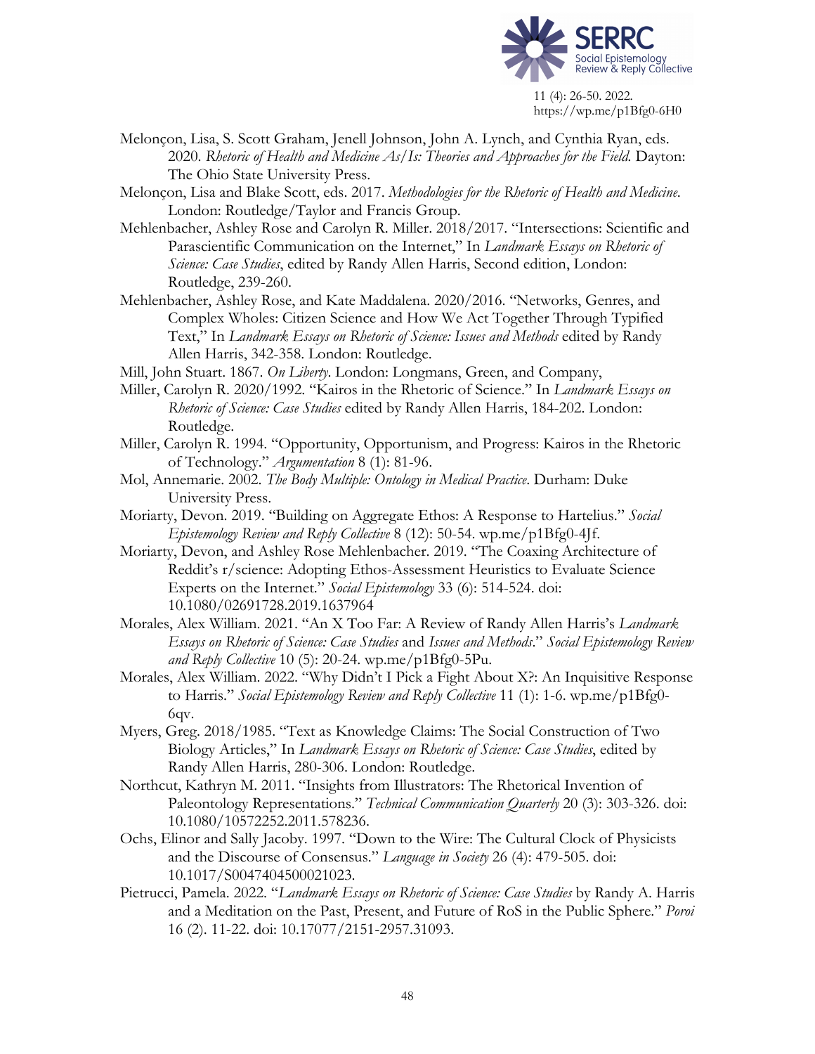Melonçon, Lisa, S. Scott Graham, Jenell Johnson, John A. Lynch, and Cynthia Ryan, eds. 2020. *Rhetoric of Health and Medicine As/Is: Theories and Approaches for the Field.* Dayton: The Ohio State University Press.

Melonçon, Lisa and Blake Scott, eds. 2017. *Methodologies for the Rhetoric of Health and Medicine.* London: Routledge/Taylor and Francis Group.

Mehlenbacher, Ashley Rose and Carolyn R. Miller. 2018/2017. "Intersections: Scientific and Parascientific Communication on the Internet," In *Landmark Essays on Rhetoric of Science: Case Studies*, edited by Randy Allen Harris, Second edition, London: Routledge, 239-260.

Mehlenbacher, Ashley Rose, and Kate Maddalena. 2020/2016. "Networks, Genres, and Complex Wholes: Citizen Science and How We Act Together Through Typified Text," In *Landmark Essays on Rhetoric of Science: Issues and Methods* edited by Randy Allen Harris, 342-358. London: Routledge.

Mill, John Stuart. 1867. *On Liberty*. London: Longmans, Green, and Company,

Miller, Carolyn R. 2020/1992. "Kairos in the Rhetoric of Science." In *Landmark Essays on Rhetoric of Science: Case Studies* edited by Randy Allen Harris, 184-202. London: Routledge.

Miller, Carolyn R. 1994. "Opportunity, Opportunism, and Progress: Kairos in the Rhetoric of Technology." *Argumentation* 8 (1): 81-96.

Mol, Annemarie. 2002. *The Body Multiple: Ontology in Medical Practice*. Durham: Duke University Press.

Moriarty, Devon. 2019. "Building on Aggregate Ethos: A Response to Hartelius." *Social Epistemology Review and Reply Collective* 8 (12): 50-54. wp.me/p1Bfg0-4Jf.

Moriarty, Devon, and Ashley Rose Mehlenbacher. 2019. "The Coaxing Architecture of Reddit's r/science: Adopting Ethos-Assessment Heuristics to Evaluate Science Experts on the Internet." *Social Epistemology* 33 (6): 514-524. doi: 10.1080/02691728.2019.1637964

Morales, Alex William. 2021. "An X Too Far: A Review of Randy Allen Harris's *Landmark Essays on Rhetoric of Science: Case Studies* and *Issues and Methods*." *Social Epistemology Review and Reply Collective* 10 (5): 20-24. wp.me/p1Bfg0-5Pu.

Morales, Alex William. 2022. "Why Didn't I Pick a Fight About X?: An Inquisitive Response to Harris." *Social Epistemology Review and Reply Collective* 11 (1): 1-6. wp.me/p1Bfg0-6qv.

Myers, Greg. 2018/1985. "Text as Knowledge Claims: The Social Construction of Two Biology Articles," In *Landmark Essays on Rhetoric of Science: Case Studies*, edited by Randy Allen Harris, 280-306. London: Routledge.

Northcut, Kathryn M. 2011. "Insights from Illustrators: The Rhetorical Invention of Paleontology Representations." *Technical Communication Quarterly* 20 (3): 303-326. doi: 10.1080/10572252.2011.578236.

Ochs, Elinor and Sally Jacoby. 1997. "Down to the Wire: The Cultural Clock of Physicists and the Discourse of Consensus." *Language in Society* 26 (4): 479-505. doi: 10.1017/S0047404500021023.

Pietrucci, Pamela. 2022. "*Landmark Essays on Rhetoric of Science: Case Studies* by Randy A. Harris and a Meditation on the Past, Present, and Future of RoS in the Public Sphere." *Poroi* 16 (2). 11-22. doi: 10.17077/2151-2957.31093.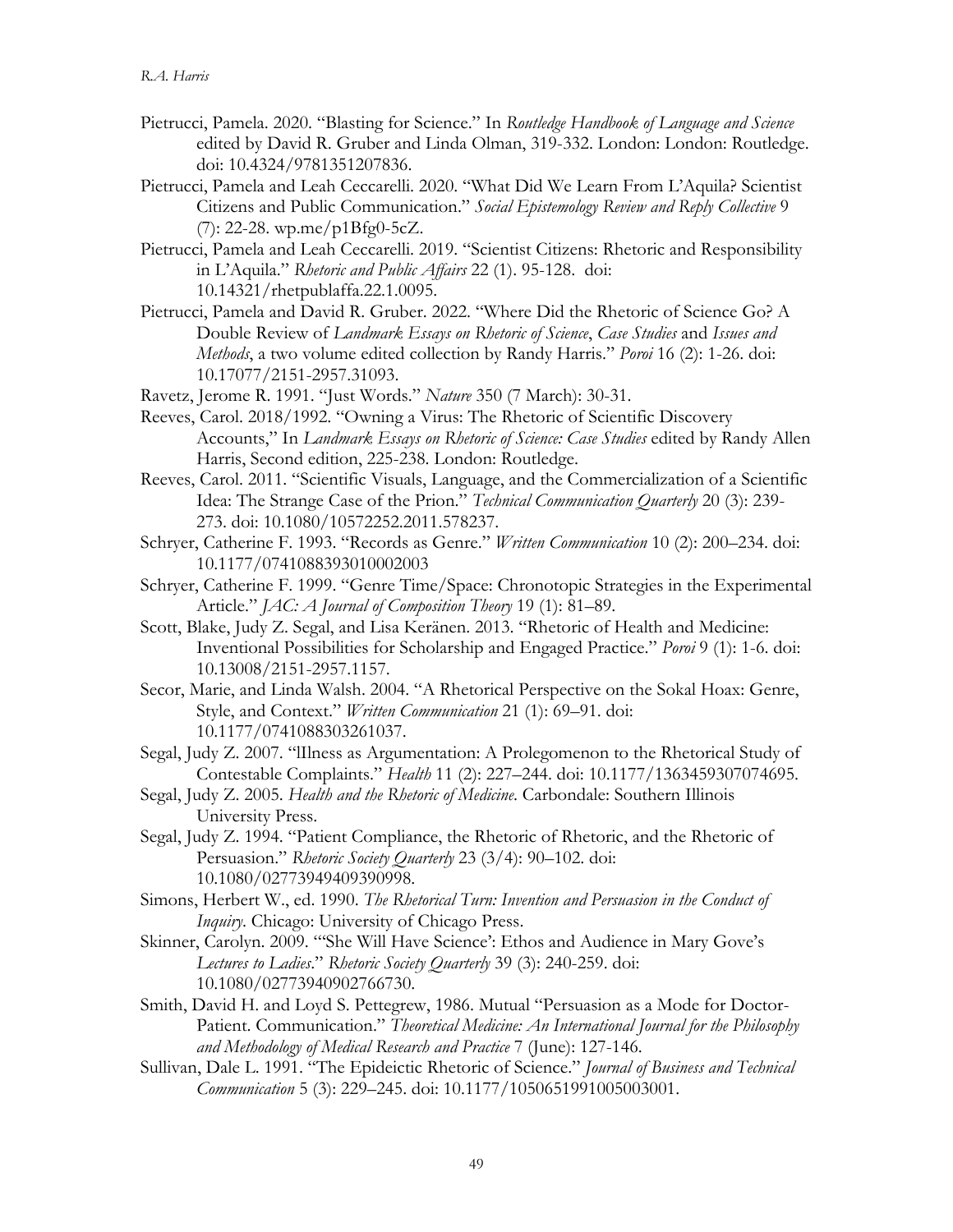Pietrucci, Pamela. 2020. "Blasting for Science." In *Routledge Handbook of Language and Science* edited by David R. Gruber and Linda Olman, 319-332. London: London: Routledge. doi: 10.4324/9781351207836.

Pietrucci, Pamela and Leah Ceccarelli. 2020. "What Did We Learn From L'Aquila? Scientist Citizens and Public Communication." *Social Epistemology Review and Reply Collective* 9 (7): 22-28. wp.me/p1Bfg0-5cZ.

Pietrucci, Pamela and Leah Ceccarelli. 2019. "Scientist Citizens: Rhetoric and Responsibility in L'Aquila." *Rhetoric and Public Affairs* 22 (1). 95-128. doi: 10.14321/rhetpublaffa.22.1.0095.

Pietrucci, Pamela and David R. Gruber. 2022. "Where Did the Rhetoric of Science Go? A Double Review of *Landmark Essays on Rhetoric of Science*, *Case Studies* and *Issues and Methods*, a two volume edited collection by Randy Harris." *Poroi* 16 (2): 1-26. doi: 10.17077/2151-2957.31093.

Ravetz, Jerome R. 1991. "Just Words." *Nature* 350 (7 March): 30-31.

Reeves, Carol. 2018/1992. "Owning a Virus: The Rhetoric of Scientific Discovery Accounts," In *Landmark Essays on Rhetoric of Science: Case Studies* edited by Randy Allen Harris, Second edition, 225-238. London: Routledge.

Reeves, Carol. 2011. "Scientific Visuals, Language, and the Commercialization of a Scientific Idea: The Strange Case of the Prion." *Technical Communication Quarterly* 20 (3): 239-273. doi: 10.1080/10572252.2011.578237.

Schryer, Catherine F. 1993. "Records as Genre." *Written Communication* 10 (2): 200–234. doi: 10.1177/0741088393010002003

Schryer, Catherine F. 1999. "Genre Time/Space: Chronotopic Strategies in the Experimental Article." *JAC: A Journal of Composition Theory* 19 (1): 81–89.

Scott, Blake, Judy Z. Segal, and Lisa Keränen. 2013. "Rhetoric of Health and Medicine: Inventional Possibilities for Scholarship and Engaged Practice." *Poroi* 9 (1): 1-6. doi: 10.13008/2151-2957.1157.

Secor, Marie, and Linda Walsh. 2004. "A Rhetorical Perspective on the Sokal Hoax: Genre, Style, and Context." *Written Communication* 21 (1): 69–91. doi: 10.1177/0741088303261037.

Segal, Judy Z. 2007. "Illness as Argumentation: A Prolegomenon to the Rhetorical Study of Contestable Complaints." *Health* 11 (2): 227–244. doi: 10.1177/1363459307074695.

Segal, Judy Z. 2005. *Health and the Rhetoric of Medicine*. Carbondale: Southern Illinois University Press.

Segal, Judy Z. 1994. "Patient Compliance, the Rhetoric of Rhetoric, and the Rhetoric of Persuasion." *Rhetoric Society Quarterly* 23 (3/4): 90–102. doi: 10.1080/02773949409390998.

Simons, Herbert W., ed. 1990. *The Rhetorical Turn: Invention and Persuasion in the Conduct of Inquiry*. Chicago: University of Chicago Press.

Skinner, Carolyn. 2009. "'She Will Have Science': Ethos and Audience in Mary Gove's *Lectures to Ladies*." *Rhetoric Society Quarterly* 39 (3): 240-259. doi: 10.1080/02773940902766730.

Smith, David H. and Loyd S. Pettegrew, 1986. Mutual "Persuasion as a Mode for Doctor-Patient. Communication." *Theoretical Medicine: An International Journal for the Philosophy and Methodology of Medical Research and Practice* 7 (June): 127-146.

Sullivan, Dale L. 1991. "The Epideictic Rhetoric of Science." *Journal of Business and Technical Communication* 5 (3): 229–245. doi: 10.1177/1050651991005003001.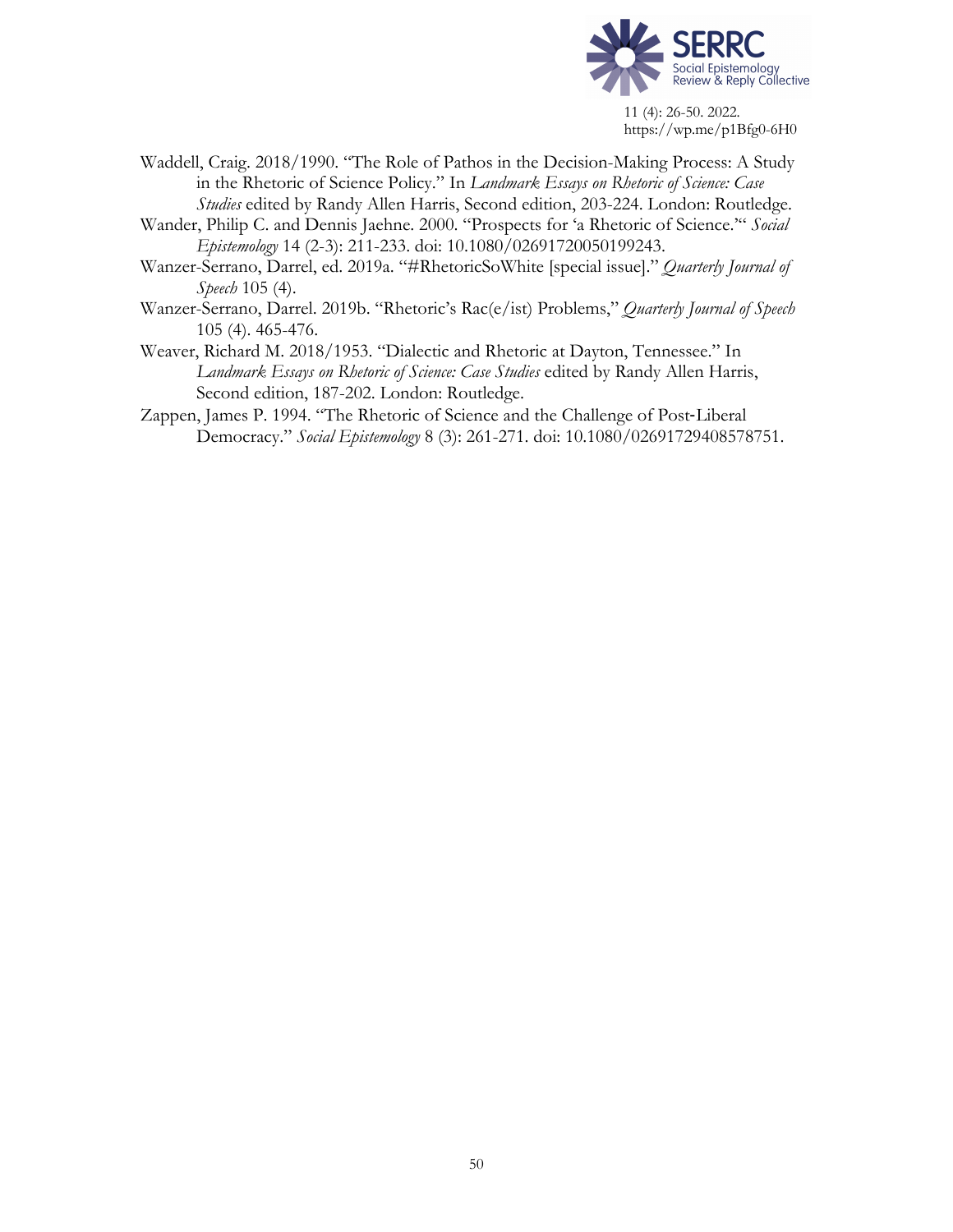Waddell, Craig. 2018/1990. "The Role of Pathos in the Decision-Making Process: A Study in the Rhetoric of Science Policy." In *Landmark Essays on Rhetoric of Science: Case Studies* edited by Randy Allen Harris, Second edition, 203-224. London: Routledge.

Wander, Philip C. and Dennis Jaehne. 2000. "Prospects for 'a Rhetoric of Science.'" *Social Epistemology* 14 (2-3): 211-233. doi: 10.1080/02691720050199243.

Wanzer-Serrano, Darrel, ed. 2019a. "#RhetoricSoWhite [special issue]." *Quarterly Journal of Speech* 105 (4).

Wanzer-Serrano, Darrel. 2019b. "Rhetoric's Rac(e/ist) Problems," *Quarterly Journal of Speech* 105 (4). 465-476.

Weaver, Richard M. 2018/1953. "Dialectic and Rhetoric at Dayton, Tennessee." In *Landmark Essays on Rhetoric of Science: Case Studies* edited by Randy Allen Harris, Second edition, 187-202. London: Routledge.

Zappen, James P. 1994. "The Rhetoric of Science and the Challenge of Post-Liberal Democracy." *Social Epistemology* 8 (3): 261-271. doi: 10.1080/02691729408578751.